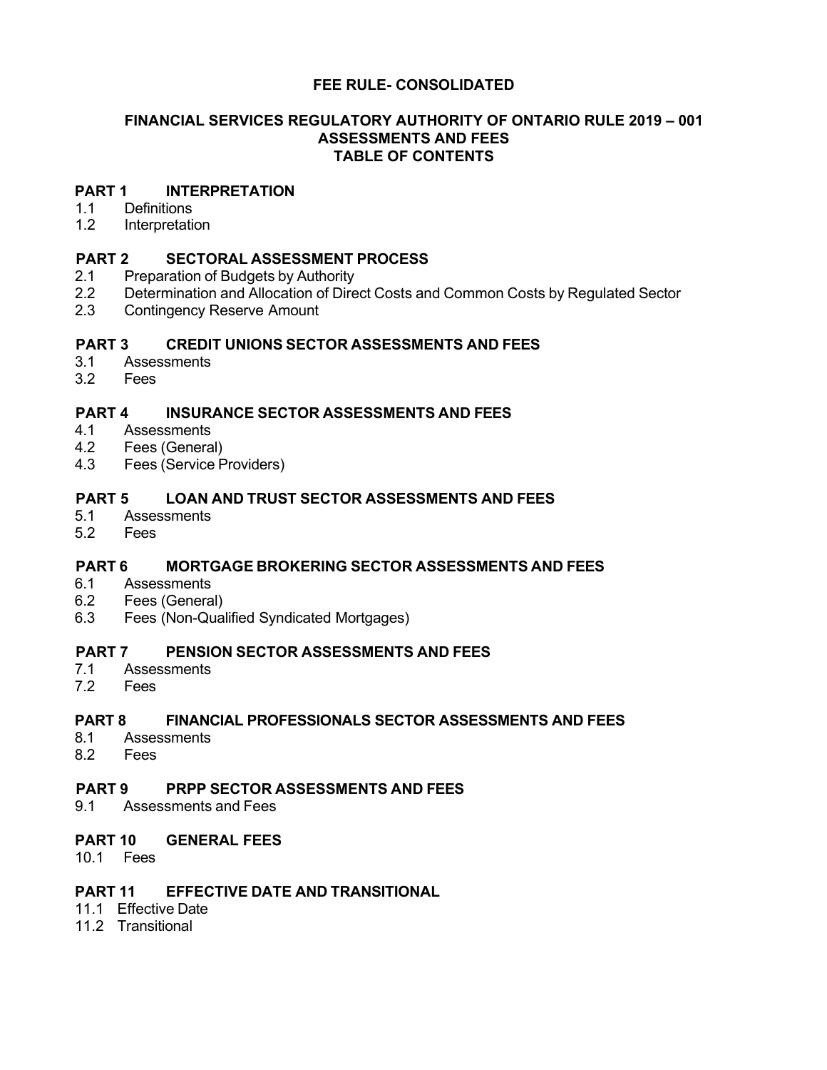# FEE RULE- CONSOLIDATED

## FINANCIAL SERVICES REGULATORY AUTHORITY OF ONTARIO RULE 2019 – 001
## ASSESSMENTS AND FEES
## TABLE OF CONTENTS

**PART 1 INTERPRETATION**
- 1.1 Definitions
- 1.2 Interpretation

**PART 2 SECTORAL ASSESSMENT PROCESS**
- 2.1 Preparation of Budgets by Authority
- 2.2 Determination and Allocation of Direct Costs and Common Costs by Regulated Sector
- 2.3 Contingency Reserve Amount

**PART 3 CREDIT UNIONS SECTOR ASSESSMENTS AND FEES**
- 3.1 Assessments
- 3.2 Fees

**PART 4 INSURANCE SECTOR ASSESSMENTS AND FEES**
- 4.1 Assessments
- 4.2 Fees (General)
- 4.3 Fees (Service Providers)

**PART 5 LOAN AND TRUST SECTOR ASSESSMENTS AND FEES**
- 5.1 Assessments
- 5.2 Fees

**PART 6 MORTGAGE BROKERING SECTOR ASSESSMENTS AND FEES**
- 6.1 Assessments
- 6.2 Fees (General)
- 6.3 Fees (Non-Qualified Syndicated Mortgages)

**PART 7 PENSION SECTOR ASSESSMENTS AND FEES**
- 7.1 Assessments
- 7.2 Fees

**PART 8 FINANCIAL PROFESSIONALS SECTOR ASSESSMENTS AND FEES**
- 8.1 Assessments
- 8.2 Fees

**PART 9 PRPP SECTOR ASSESSMENTS AND FEES**
- 9.1 Assessments and Fees

**PART 10 GENERAL FEES**
- 10.1 Fees

**PART 11 EFFECTIVE DATE AND TRANSITIONAL**
- 11.1 Effective Date
- 11.2 Transitional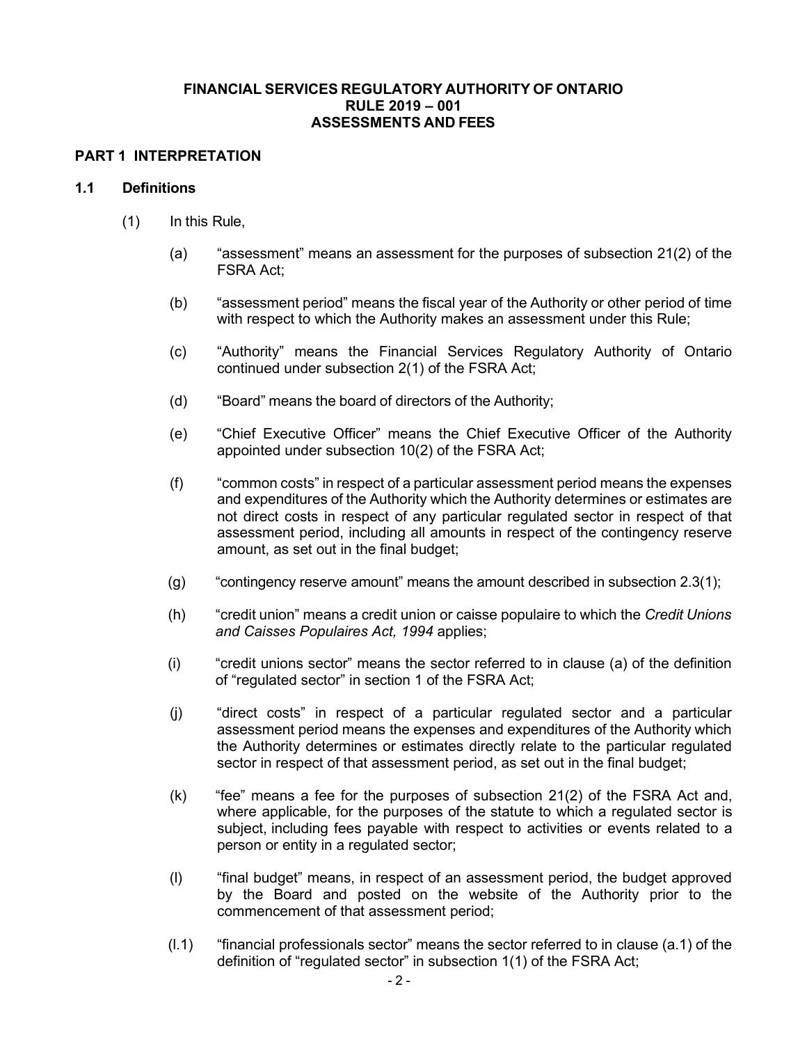**FINANCIAL SERVICES REGULATORY AUTHORITY OF ONTARIO**
**RULE 2019 – 001**
**ASSESSMENTS AND FEES**

## PART 1 INTERPRETATION

### 1.1 Definitions

(1) In this Rule,

(a) "assessment" means an assessment for the purposes of subsection 21(2) of the FSRA Act;

(b) "assessment period" means the fiscal year of the Authority or other period of time with respect to which the Authority makes an assessment under this Rule;

(c) "Authority" means the Financial Services Regulatory Authority of Ontario continued under subsection 2(1) of the FSRA Act;

(d) "Board" means the board of directors of the Authority;

(e) "Chief Executive Officer" means the Chief Executive Officer of the Authority appointed under subsection 10(2) of the FSRA Act;

(f) "common costs" in respect of a particular assessment period means the expenses and expenditures of the Authority which the Authority determines or estimates are not direct costs in respect of any particular regulated sector in respect of that assessment period, including all amounts in respect of the contingency reserve amount, as set out in the final budget;

(g) "contingency reserve amount" means the amount described in subsection 2.3(1);

(h) "credit union" means a credit union or caisse populaire to which the *Credit Unions and Caisses Populaires Act, 1994* applies;

(i) "credit unions sector" means the sector referred to in clause (a) of the definition of "regulated sector" in section 1 of the FSRA Act;

(j) "direct costs" in respect of a particular regulated sector and a particular assessment period means the expenses and expenditures of the Authority which the Authority determines or estimates directly relate to the particular regulated sector in respect of that assessment period, as set out in the final budget;

(k) "fee" means a fee for the purposes of subsection 21(2) of the FSRA Act and, where applicable, for the purposes of the statute to which a regulated sector is subject, including fees payable with respect to activities or events related to a person or entity in a regulated sector;

(l) "final budget" means, in respect of an assessment period, the budget approved by the Board and posted on the website of the Authority prior to the commencement of that assessment period;

(l.1) "financial professionals sector" means the sector referred to in clause (a.1) of the definition of "regulated sector" in subsection 1(1) of the FSRA Act;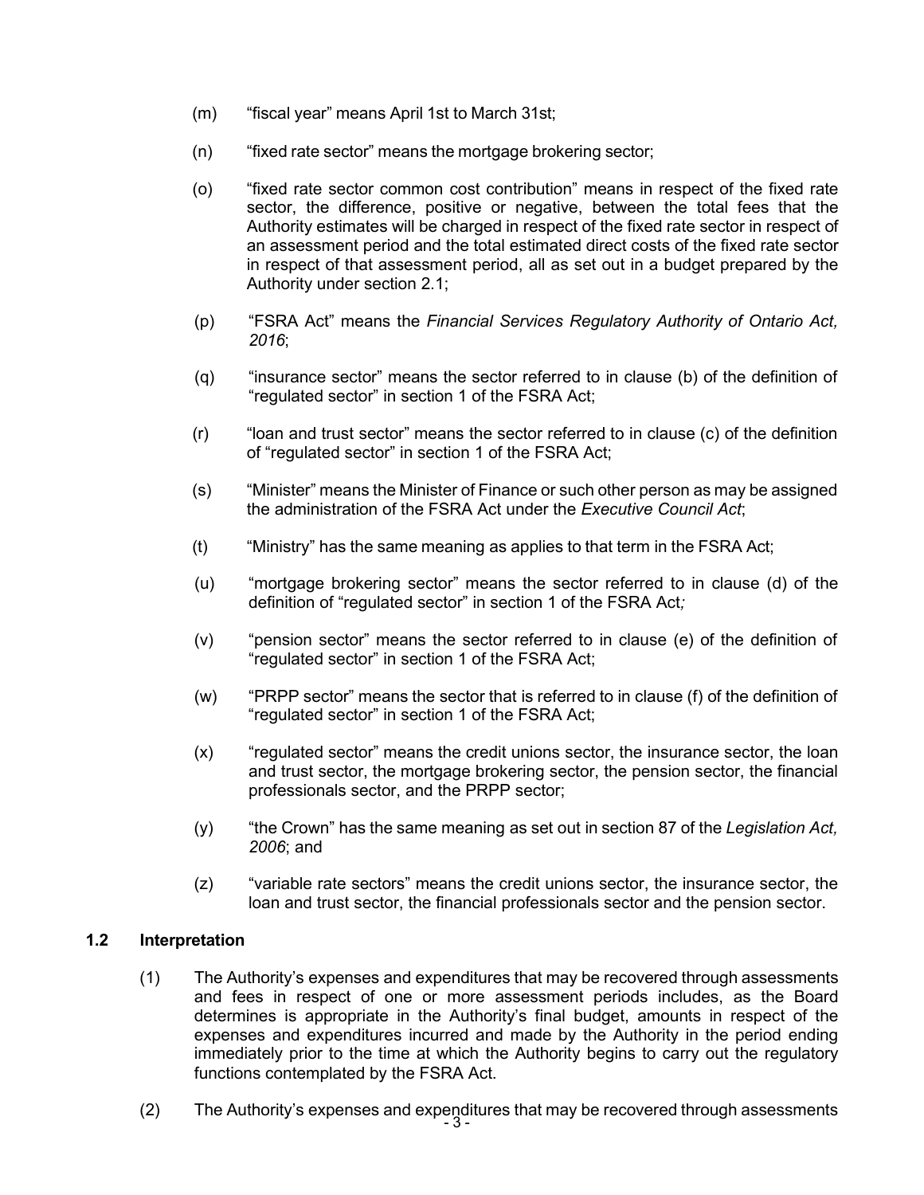(m) "fiscal year" means April 1st to March 31st;

(n) "fixed rate sector" means the mortgage brokering sector;

(o) "fixed rate sector common cost contribution" means in respect of the fixed rate sector, the difference, positive or negative, between the total fees that the Authority estimates will be charged in respect of the fixed rate sector in respect of an assessment period and the total estimated direct costs of the fixed rate sector in respect of that assessment period, all as set out in a budget prepared by the Authority under section 2.1;

(p) "FSRA Act" means the *Financial Services Regulatory Authority of Ontario Act, 2016*;

(q) "insurance sector" means the sector referred to in clause (b) of the definition of "regulated sector" in section 1 of the FSRA Act;

(r) "loan and trust sector" means the sector referred to in clause (c) of the definition of "regulated sector" in section 1 of the FSRA Act;

(s) "Minister" means the Minister of Finance or such other person as may be assigned the administration of the FSRA Act under the *Executive Council Act*;

(t) "Ministry" has the same meaning as applies to that term in the FSRA Act;

(u) "mortgage brokering sector" means the sector referred to in clause (d) of the definition of "regulated sector" in section 1 of the FSRA Act;

(v) "pension sector" means the sector referred to in clause (e) of the definition of "regulated sector" in section 1 of the FSRA Act;

(w) "PRPP sector" means the sector that is referred to in clause (f) of the definition of "regulated sector" in section 1 of the FSRA Act;

(x) "regulated sector" means the credit unions sector, the insurance sector, the loan and trust sector, the mortgage brokering sector, the pension sector, the financial professionals sector, and the PRPP sector;

(y) "the Crown" has the same meaning as set out in section 87 of the *Legislation Act, 2006*; and

(z) "variable rate sectors" means the credit unions sector, the insurance sector, the loan and trust sector, the financial professionals sector and the pension sector.

## 1.2 Interpretation

(1) The Authority's expenses and expenditures that may be recovered through assessments and fees in respect of one or more assessment periods includes, as the Board determines is appropriate in the Authority's final budget, amounts in respect of the expenses and expenditures incurred and made by the Authority in the period ending immediately prior to the time at which the Authority begins to carry out the regulatory functions contemplated by the FSRA Act.

(2) The Authority's expenses and expenditures that may be recovered through assessments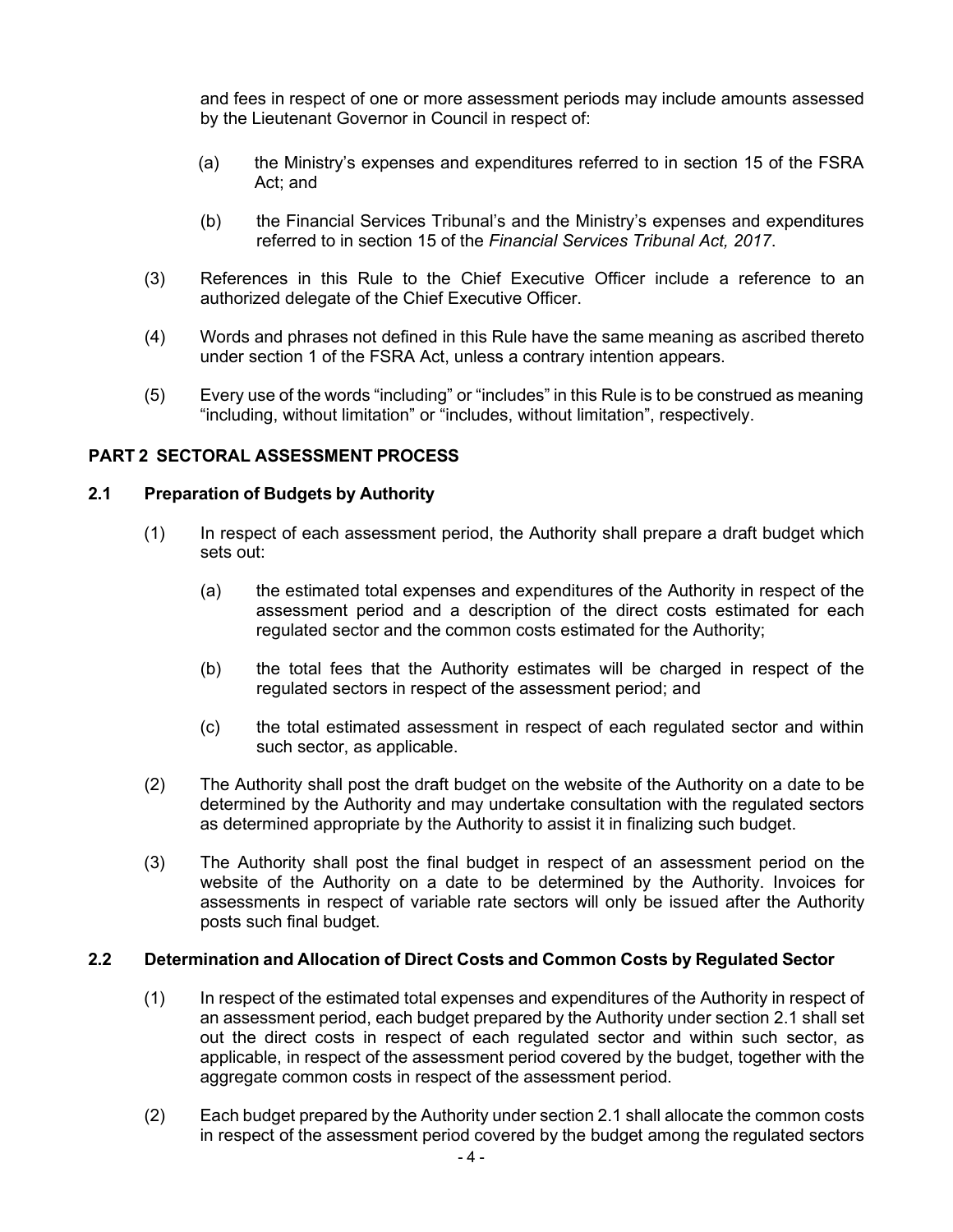and fees in respect of one or more assessment periods may include amounts assessed by the Lieutenant Governor in Council in respect of:

(a) the Ministry's expenses and expenditures referred to in section 15 of the FSRA Act; and

(b) the Financial Services Tribunal's and the Ministry's expenses and expenditures referred to in section 15 of the *Financial Services Tribunal Act, 2017*.

(3) References in this Rule to the Chief Executive Officer include a reference to an authorized delegate of the Chief Executive Officer.

(4) Words and phrases not defined in this Rule have the same meaning as ascribed thereto under section 1 of the FSRA Act, unless a contrary intention appears.

(5) Every use of the words "including" or "includes" in this Rule is to be construed as meaning "including, without limitation" or "includes, without limitation", respectively.

## PART 2 SECTORAL ASSESSMENT PROCESS

### 2.1 Preparation of Budgets by Authority

(1) In respect of each assessment period, the Authority shall prepare a draft budget which sets out:

(a) the estimated total expenses and expenditures of the Authority in respect of the assessment period and a description of the direct costs estimated for each regulated sector and the common costs estimated for the Authority;

(b) the total fees that the Authority estimates will be charged in respect of the regulated sectors in respect of the assessment period; and

(c) the total estimated assessment in respect of each regulated sector and within such sector, as applicable.

(2) The Authority shall post the draft budget on the website of the Authority on a date to be determined by the Authority and may undertake consultation with the regulated sectors as determined appropriate by the Authority to assist it in finalizing such budget.

(3) The Authority shall post the final budget in respect of an assessment period on the website of the Authority on a date to be determined by the Authority. Invoices for assessments in respect of variable rate sectors will only be issued after the Authority posts such final budget.

### 2.2 Determination and Allocation of Direct Costs and Common Costs by Regulated Sector

(1) In respect of the estimated total expenses and expenditures of the Authority in respect of an assessment period, each budget prepared by the Authority under section 2.1 shall set out the direct costs in respect of each regulated sector and within such sector, as applicable, in respect of the assessment period covered by the budget, together with the aggregate common costs in respect of the assessment period.

(2) Each budget prepared by the Authority under section 2.1 shall allocate the common costs in respect of the assessment period covered by the budget among the regulated sectors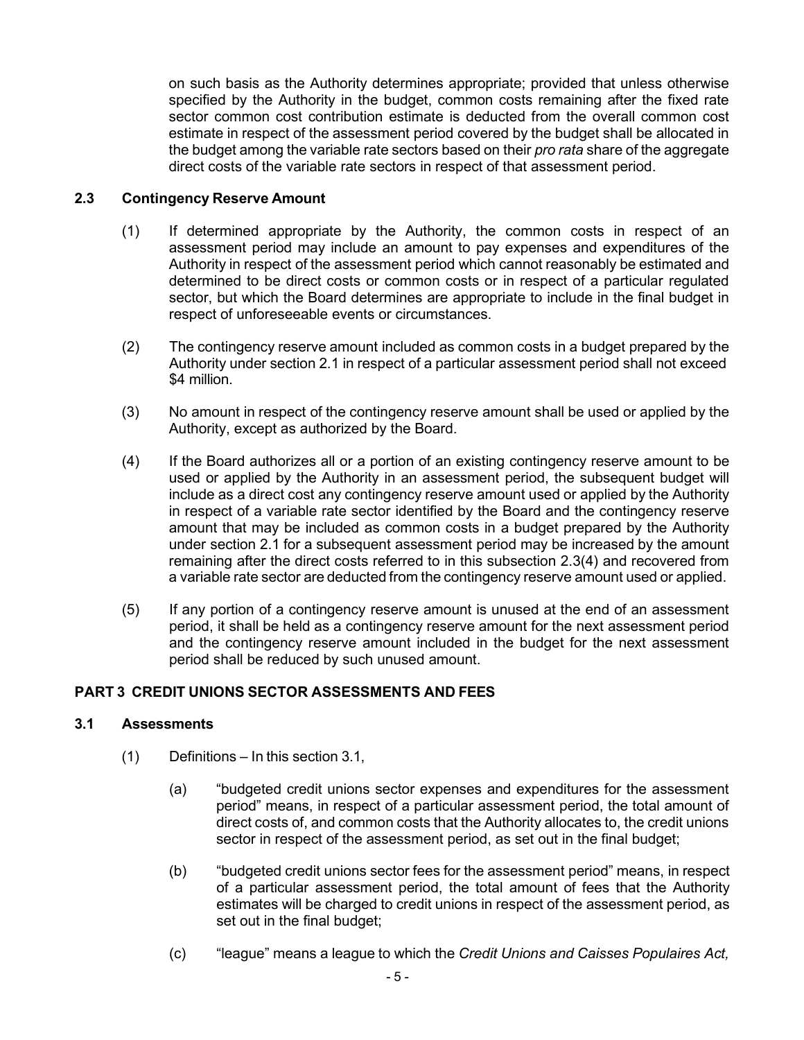on such basis as the Authority determines appropriate; provided that unless otherwise specified by the Authority in the budget, common costs remaining after the fixed rate sector common cost contribution estimate is deducted from the overall common cost estimate in respect of the assessment period covered by the budget shall be allocated in the budget among the variable rate sectors based on their *pro rata* share of the aggregate direct costs of the variable rate sectors in respect of that assessment period.

### 2.3 Contingency Reserve Amount

(1) If determined appropriate by the Authority, the common costs in respect of an assessment period may include an amount to pay expenses and expenditures of the Authority in respect of the assessment period which cannot reasonably be estimated and determined to be direct costs or common costs or in respect of a particular regulated sector, but which the Board determines are appropriate to include in the final budget in respect of unforeseeable events or circumstances.

(2) The contingency reserve amount included as common costs in a budget prepared by the Authority under section 2.1 in respect of a particular assessment period shall not exceed $4 million.

(3) No amount in respect of the contingency reserve amount shall be used or applied by the Authority, except as authorized by the Board.

(4) If the Board authorizes all or a portion of an existing contingency reserve amount to be used or applied by the Authority in an assessment period, the subsequent budget will include as a direct cost any contingency reserve amount used or applied by the Authority in respect of a variable rate sector identified by the Board and the contingency reserve amount that may be included as common costs in a budget prepared by the Authority under section 2.1 for a subsequent assessment period may be increased by the amount remaining after the direct costs referred to in this subsection 2.3(4) and recovered from a variable rate sector are deducted from the contingency reserve amount used or applied.

(5) If any portion of a contingency reserve amount is unused at the end of an assessment period, it shall be held as a contingency reserve amount for the next assessment period and the contingency reserve amount included in the budget for the next assessment period shall be reduced by such unused amount.

## PART 3 CREDIT UNIONS SECTOR ASSESSMENTS AND FEES

### 3.1 Assessments

(1) Definitions – In this section 3.1,

(a) “budgeted credit unions sector expenses and expenditures for the assessment period” means, in respect of a particular assessment period, the total amount of direct costs of, and common costs that the Authority allocates to, the credit unions sector in respect of the assessment period, as set out in the final budget;

(b) “budgeted credit unions sector fees for the assessment period” means, in respect of a particular assessment period, the total amount of fees that the Authority estimates will be charged to credit unions in respect of the assessment period, as set out in the final budget;

(c) “league” means a league to which the *Credit Unions and Caisses Populaires Act,*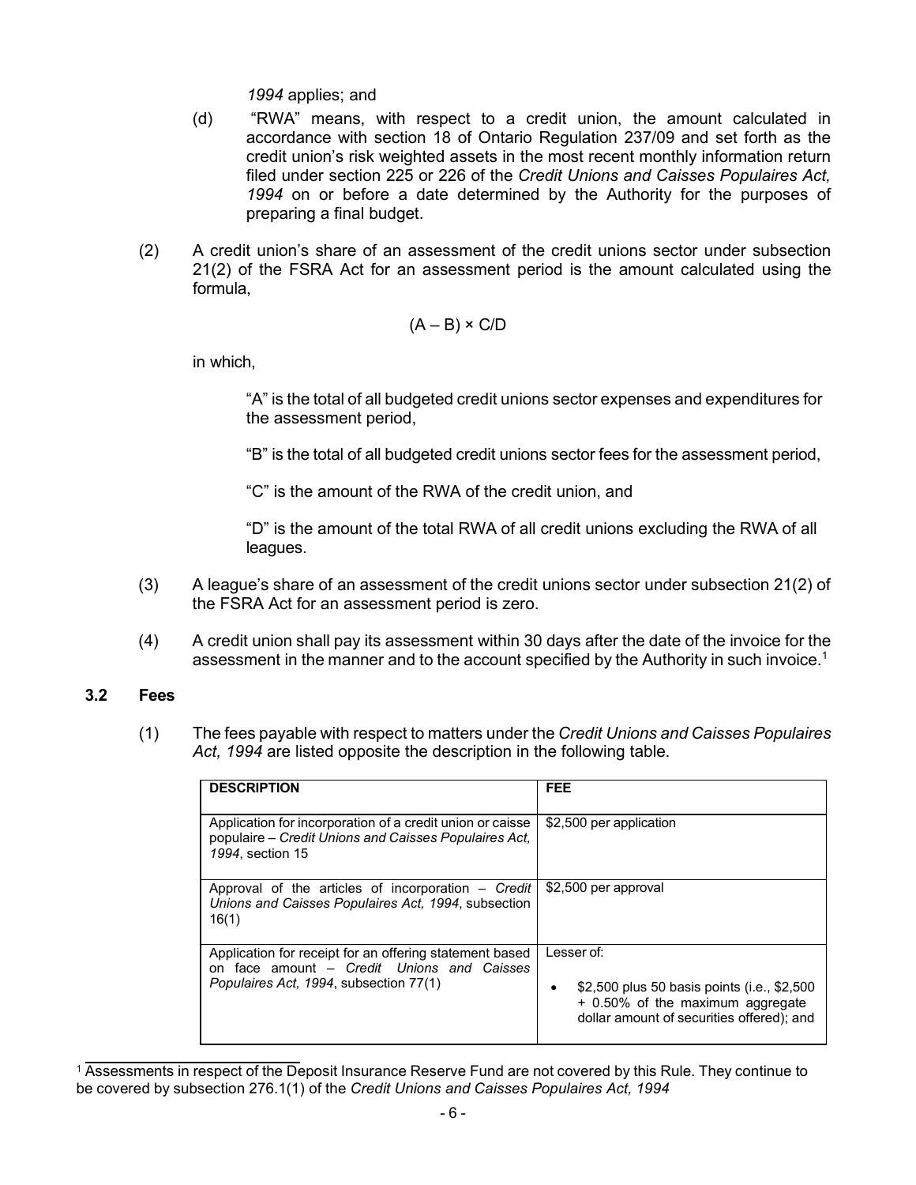*1994* applies; and

(d) "RWA" means, with respect to a credit union, the amount calculated in accordance with section 18 of Ontario Regulation 237/09 and set forth as the credit union's risk weighted assets in the most recent monthly information return filed under section 225 or 226 of the *Credit Unions and Caisses Populaires Act, 1994* on or before a date determined by the Authority for the purposes of preparing a final budget.

(2) A credit union's share of an assessment of the credit unions sector under subsection 21(2) of the FSRA Act for an assessment period is the amount calculated using the formula,

$$(A - B) \times C/D$$

in which,

"A" is the total of all budgeted credit unions sector expenses and expenditures for the assessment period,

"B" is the total of all budgeted credit unions sector fees for the assessment period,

"C" is the amount of the RWA of the credit union, and

"D" is the amount of the total RWA of all credit unions excluding the RWA of all leagues.

(3) A league's share of an assessment of the credit unions sector under subsection 21(2) of the FSRA Act for an assessment period is zero.

(4) A credit union shall pay its assessment within 30 days after the date of the invoice for the assessment in the manner and to the account specified by the Authority in such invoice.[1]

### 3.2 Fees

(1) The fees payable with respect to matters under the *Credit Unions and Caisses Populaires Act, 1994* are listed opposite the description in the following table.

| DESCRIPTION | FEE |
|---|---|
| Application for incorporation of a credit union or caisse populaire – *Credit Unions and Caisses Populaires Act, 1994*, section 15 | $2,500 per application |
| Approval of the articles of incorporation – *Credit Unions and Caisses Populaires Act, 1994*, subsection 16(1) | $2,500 per approval |
| Application for receipt for an offering statement based on face amount – *Credit Unions and Caisses Populaires Act, 1994*, subsection 77(1) | Lesser of:<br>• $2,500 plus 50 basis points (i.e., $2,500 + 0.50% of the maximum aggregate dollar amount of securities offered); and |

[1] Assessments in respect of the Deposit Insurance Reserve Fund are not covered by this Rule. They continue to be covered by subsection 276.1(1) of the *Credit Unions and Caisses Populaires Act, 1994*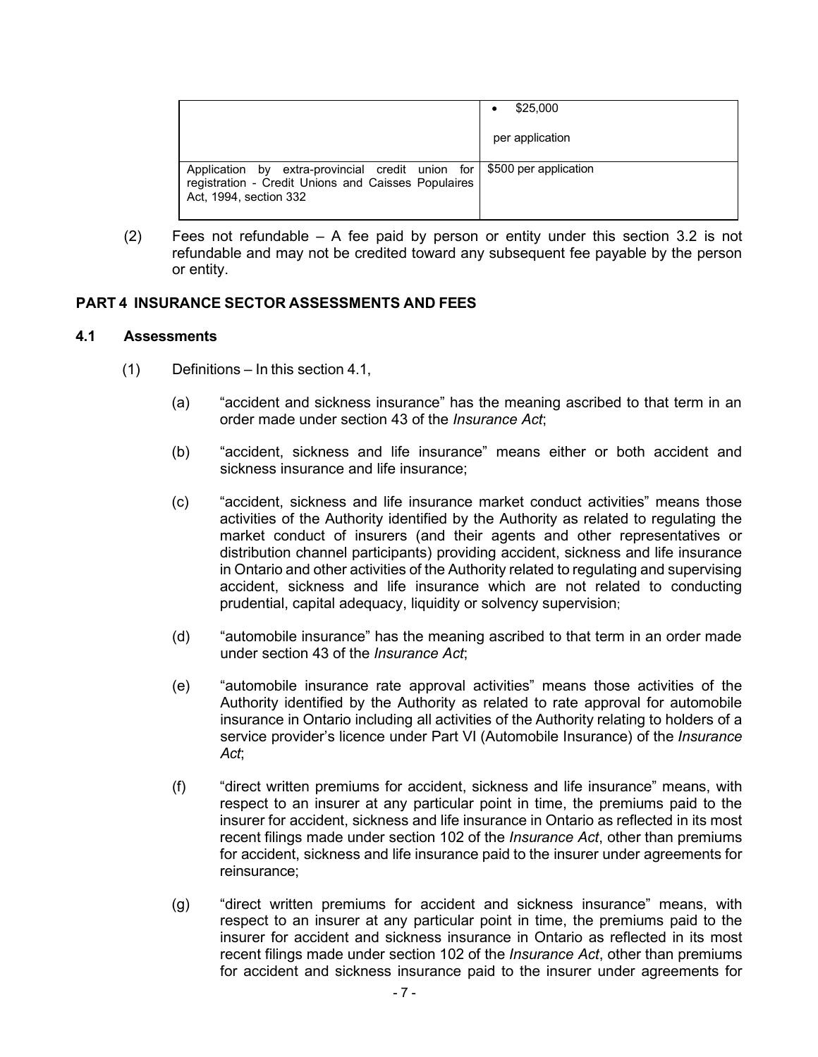| | |
|---|---|
| | • $25,000<br><br>per application |
| Application by extra-provincial credit union for registration - Credit Unions and Caisses Populaires Act, 1994, section 332 | $500 per application |

(2) Fees not refundable – A fee paid by person or entity under this section 3.2 is not refundable and may not be credited toward any subsequent fee payable by the person or entity.

## PART 4 INSURANCE SECTOR ASSESSMENTS AND FEES

### 4.1 Assessments

(1) Definitions – In this section 4.1,

(a) "accident and sickness insurance" has the meaning ascribed to that term in an order made under section 43 of the *Insurance Act*;

(b) "accident, sickness and life insurance" means either or both accident and sickness insurance and life insurance;

(c) "accident, sickness and life insurance market conduct activities" means those activities of the Authority identified by the Authority as related to regulating the market conduct of insurers (and their agents and other representatives or distribution channel participants) providing accident, sickness and life insurance in Ontario and other activities of the Authority related to regulating and supervising accident, sickness and life insurance which are not related to conducting prudential, capital adequacy, liquidity or solvency supervision;

(d) "automobile insurance" has the meaning ascribed to that term in an order made under section 43 of the *Insurance Act*;

(e) "automobile insurance rate approval activities" means those activities of the Authority identified by the Authority as related to rate approval for automobile insurance in Ontario including all activities of the Authority relating to holders of a service provider's licence under Part VI (Automobile Insurance) of the *Insurance Act*;

(f) "direct written premiums for accident, sickness and life insurance" means, with respect to an insurer at any particular point in time, the premiums paid to the insurer for accident, sickness and life insurance in Ontario as reflected in its most recent filings made under section 102 of the *Insurance Act*, other than premiums for accident, sickness and life insurance paid to the insurer under agreements for reinsurance;

(g) "direct written premiums for accident and sickness insurance" means, with respect to an insurer at any particular point in time, the premiums paid to the insurer for accident and sickness insurance in Ontario as reflected in its most recent filings made under section 102 of the *Insurance Act*, other than premiums for accident and sickness insurance paid to the insurer under agreements for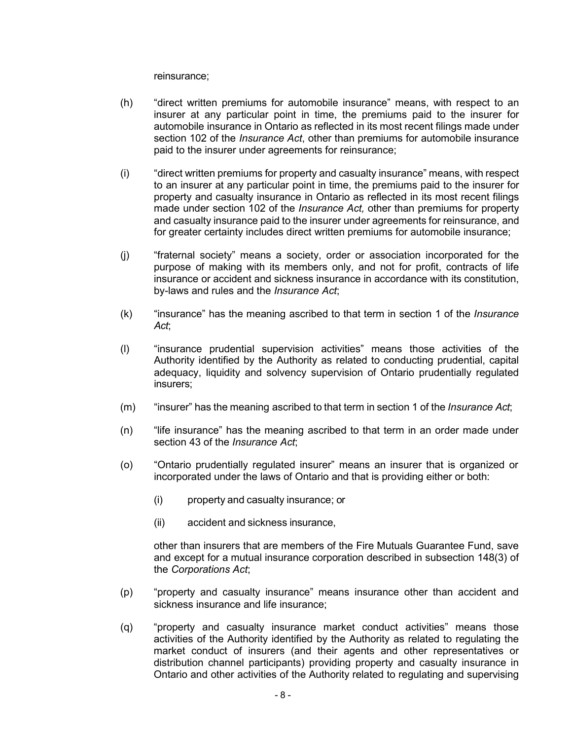reinsurance;

(h) "direct written premiums for automobile insurance" means, with respect to an insurer at any particular point in time, the premiums paid to the insurer for automobile insurance in Ontario as reflected in its most recent filings made under section 102 of the *Insurance Act*, other than premiums for automobile insurance paid to the insurer under agreements for reinsurance;

(i) "direct written premiums for property and casualty insurance" means, with respect to an insurer at any particular point in time, the premiums paid to the insurer for property and casualty insurance in Ontario as reflected in its most recent filings made under section 102 of the *Insurance Act,* other than premiums for property and casualty insurance paid to the insurer under agreements for reinsurance, and for greater certainty includes direct written premiums for automobile insurance;

(j) "fraternal society" means a society, order or association incorporated for the purpose of making with its members only, and not for profit, contracts of life insurance or accident and sickness insurance in accordance with its constitution, by-laws and rules and the *Insurance Act*;

(k) "insurance" has the meaning ascribed to that term in section 1 of the *Insurance Act*;

(l) "insurance prudential supervision activities" means those activities of the Authority identified by the Authority as related to conducting prudential, capital adequacy, liquidity and solvency supervision of Ontario prudentially regulated insurers;

(m) "insurer" has the meaning ascribed to that term in section 1 of the *Insurance Act*;

(n) "life insurance" has the meaning ascribed to that term in an order made under section 43 of the *Insurance Act*;

(o) "Ontario prudentially regulated insurer" means an insurer that is organized or incorporated under the laws of Ontario and that is providing either or both:

   (i) property and casualty insurance; or

   (ii) accident and sickness insurance,

   other than insurers that are members of the Fire Mutuals Guarantee Fund, save and except for a mutual insurance corporation described in subsection 148(3) of the *Corporations Act*;

(p) "property and casualty insurance" means insurance other than accident and sickness insurance and life insurance;

(q) "property and casualty insurance market conduct activities" means those activities of the Authority identified by the Authority as related to regulating the market conduct of insurers (and their agents and other representatives or distribution channel participants) providing property and casualty insurance in Ontario and other activities of the Authority related to regulating and supervising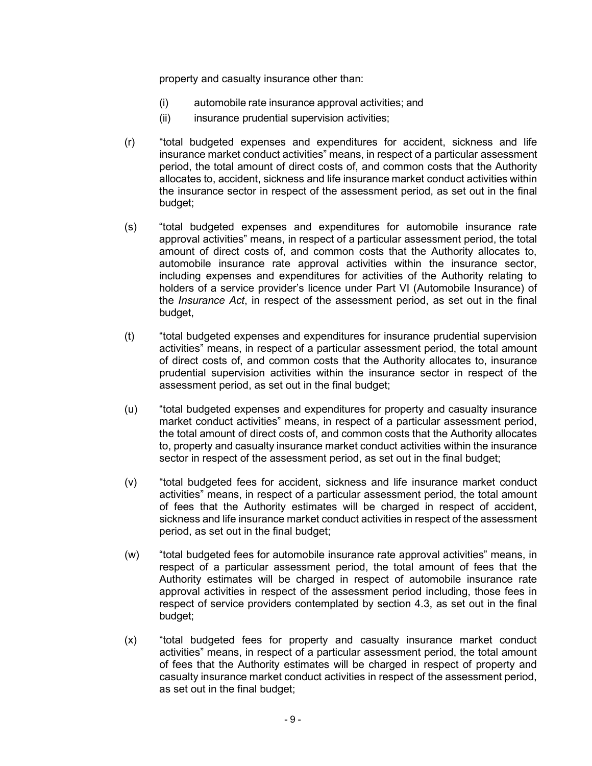property and casualty insurance other than:

(i) automobile rate insurance approval activities; and

(ii) insurance prudential supervision activities;

(r) "total budgeted expenses and expenditures for accident, sickness and life insurance market conduct activities" means, in respect of a particular assessment period, the total amount of direct costs of, and common costs that the Authority allocates to, accident, sickness and life insurance market conduct activities within the insurance sector in respect of the assessment period, as set out in the final budget;

(s) "total budgeted expenses and expenditures for automobile insurance rate approval activities" means, in respect of a particular assessment period, the total amount of direct costs of, and common costs that the Authority allocates to, automobile insurance rate approval activities within the insurance sector, including expenses and expenditures for activities of the Authority relating to holders of a service provider's licence under Part VI (Automobile Insurance) of the *Insurance Act*, in respect of the assessment period, as set out in the final budget,

(t) "total budgeted expenses and expenditures for insurance prudential supervision activities" means, in respect of a particular assessment period, the total amount of direct costs of, and common costs that the Authority allocates to, insurance prudential supervision activities within the insurance sector in respect of the assessment period, as set out in the final budget;

(u) "total budgeted expenses and expenditures for property and casualty insurance market conduct activities" means, in respect of a particular assessment period, the total amount of direct costs of, and common costs that the Authority allocates to, property and casualty insurance market conduct activities within the insurance sector in respect of the assessment period, as set out in the final budget;

(v) "total budgeted fees for accident, sickness and life insurance market conduct activities" means, in respect of a particular assessment period, the total amount of fees that the Authority estimates will be charged in respect of accident, sickness and life insurance market conduct activities in respect of the assessment period, as set out in the final budget;

(w) "total budgeted fees for automobile insurance rate approval activities" means, in respect of a particular assessment period, the total amount of fees that the Authority estimates will be charged in respect of automobile insurance rate approval activities in respect of the assessment period including, those fees in respect of service providers contemplated by section 4.3, as set out in the final budget;

(x) "total budgeted fees for property and casualty insurance market conduct activities" means, in respect of a particular assessment period, the total amount of fees that the Authority estimates will be charged in respect of property and casualty insurance market conduct activities in respect of the assessment period, as set out in the final budget;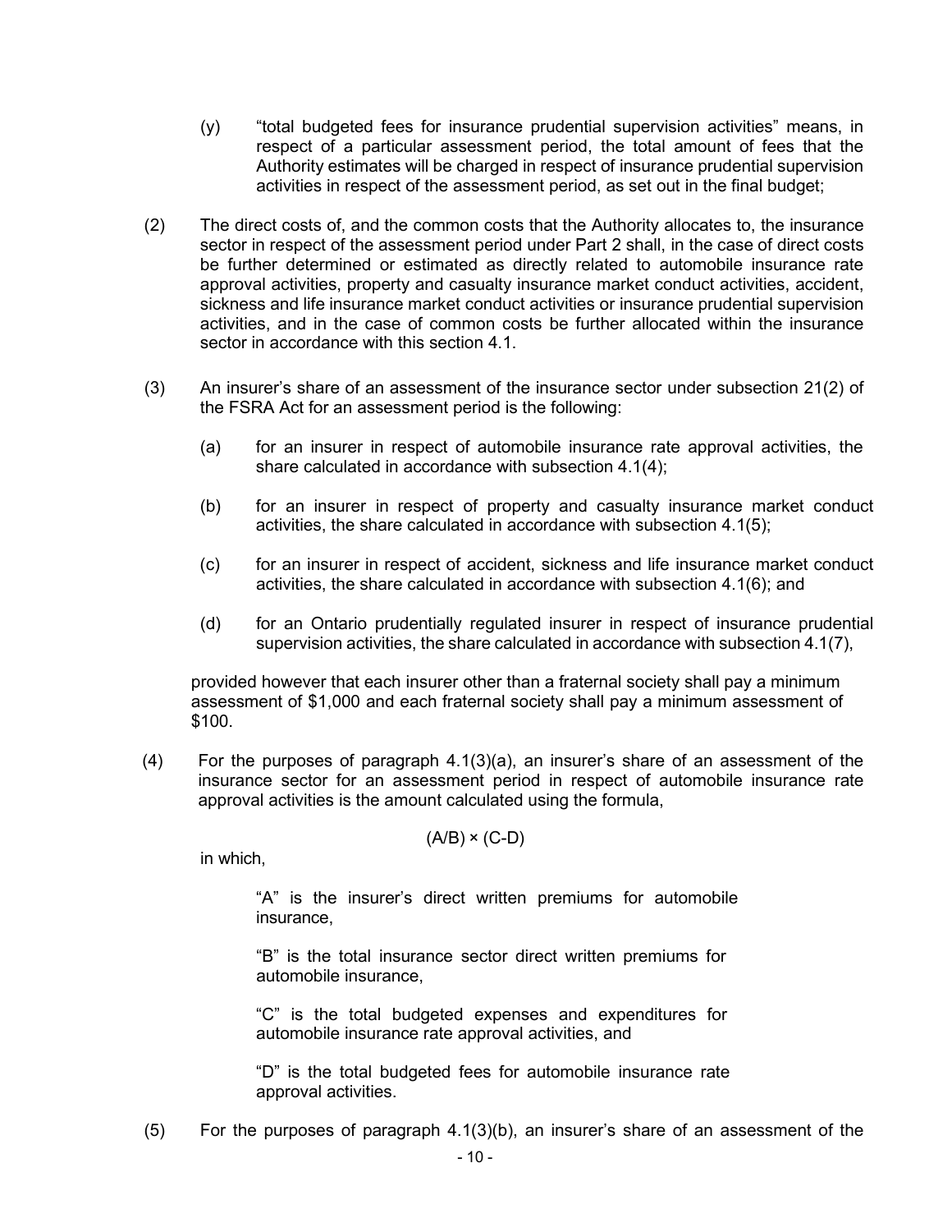(y) "total budgeted fees for insurance prudential supervision activities" means, in respect of a particular assessment period, the total amount of fees that the Authority estimates will be charged in respect of insurance prudential supervision activities in respect of the assessment period, as set out in the final budget;

(2) The direct costs of, and the common costs that the Authority allocates to, the insurance sector in respect of the assessment period under Part 2 shall, in the case of direct costs be further determined or estimated as directly related to automobile insurance rate approval activities, property and casualty insurance market conduct activities, accident, sickness and life insurance market conduct activities or insurance prudential supervision activities, and in the case of common costs be further allocated within the insurance sector in accordance with this section 4.1.

(3) An insurer's share of an assessment of the insurance sector under subsection 21(2) of the FSRA Act for an assessment period is the following:

(a) for an insurer in respect of automobile insurance rate approval activities, the share calculated in accordance with subsection 4.1(4);

(b) for an insurer in respect of property and casualty insurance market conduct activities, the share calculated in accordance with subsection 4.1(5);

(c) for an insurer in respect of accident, sickness and life insurance market conduct activities, the share calculated in accordance with subsection 4.1(6); and

(d) for an Ontario prudentially regulated insurer in respect of insurance prudential supervision activities, the share calculated in accordance with subsection 4.1(7),

provided however that each insurer other than a fraternal society shall pay a minimum assessment of $1,000 and each fraternal society shall pay a minimum assessment of $100.

(4) For the purposes of paragraph 4.1(3)(a), an insurer's share of an assessment of the insurance sector for an assessment period in respect of automobile insurance rate approval activities is the amount calculated using the formula,

$$(A/B) \times (C-D)$$

in which,

"A" is the insurer's direct written premiums for automobile insurance,

"B" is the total insurance sector direct written premiums for automobile insurance,

"C" is the total budgeted expenses and expenditures for automobile insurance rate approval activities, and

"D" is the total budgeted fees for automobile insurance rate approval activities.

(5) For the purposes of paragraph 4.1(3)(b), an insurer's share of an assessment of the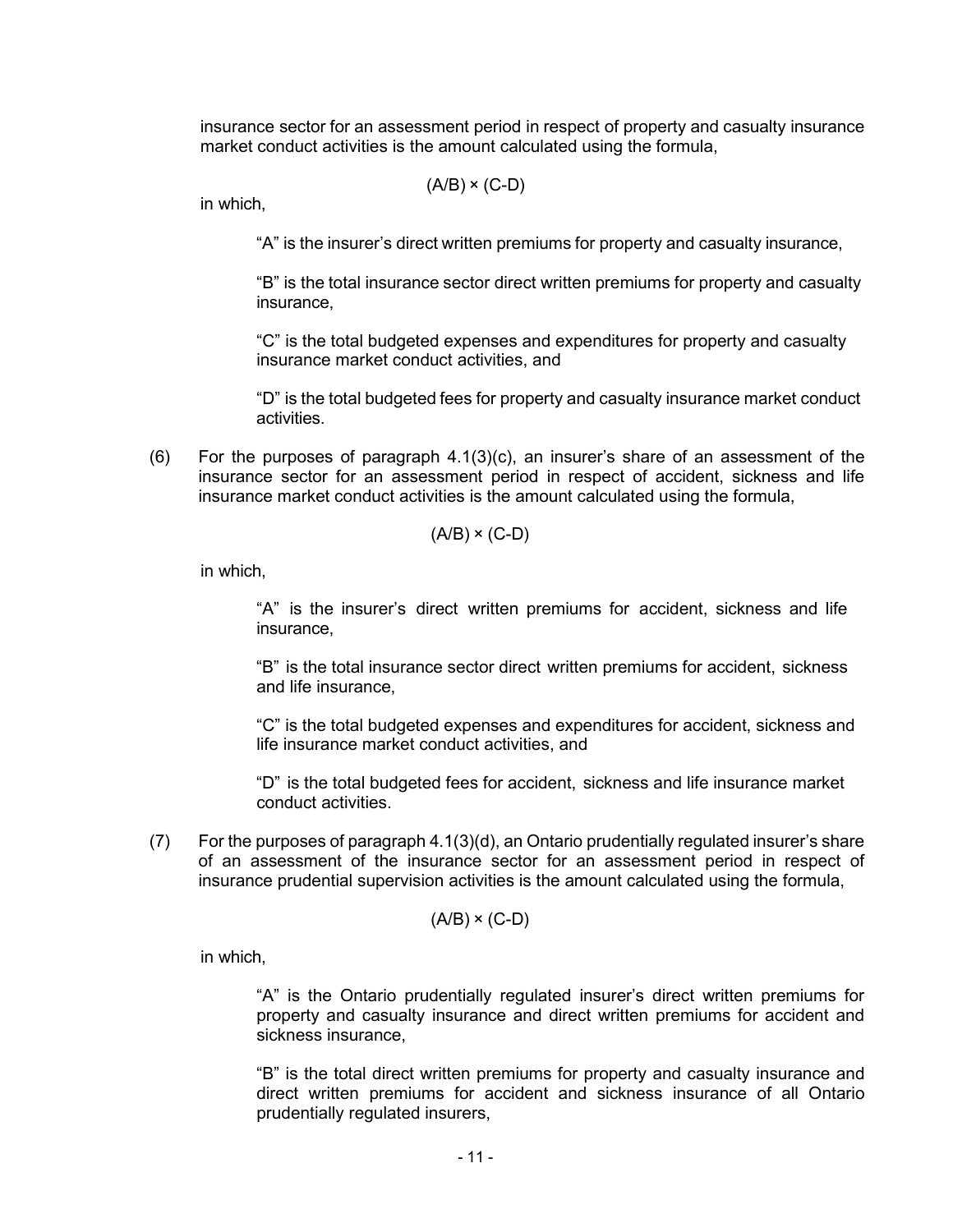insurance sector for an assessment period in respect of property and casualty insurance market conduct activities is the amount calculated using the formula,

$$(A/B) \times (C-D)$$

in which,

> "A" is the insurer's direct written premiums for property and casualty insurance,
>
> "B" is the total insurance sector direct written premiums for property and casualty insurance,
>
> "C" is the total budgeted expenses and expenditures for property and casualty insurance market conduct activities, and
>
> "D" is the total budgeted fees for property and casualty insurance market conduct activities.

(6) For the purposes of paragraph 4.1(3)(c), an insurer's share of an assessment of the insurance sector for an assessment period in respect of accident, sickness and life insurance market conduct activities is the amount calculated using the formula,

$$(A/B) \times (C-D)$$

in which,

> "A" is the insurer's direct written premiums for accident, sickness and life insurance,
>
> "B" is the total insurance sector direct written premiums for accident, sickness and life insurance,
>
> "C" is the total budgeted expenses and expenditures for accident, sickness and life insurance market conduct activities, and
>
> "D" is the total budgeted fees for accident, sickness and life insurance market conduct activities.

(7) For the purposes of paragraph 4.1(3)(d), an Ontario prudentially regulated insurer's share of an assessment of the insurance sector for an assessment period in respect of insurance prudential supervision activities is the amount calculated using the formula,

$$(A/B) \times (C-D)$$

in which,

> "A" is the Ontario prudentially regulated insurer's direct written premiums for property and casualty insurance and direct written premiums for accident and sickness insurance,
>
> "B" is the total direct written premiums for property and casualty insurance and direct written premiums for accident and sickness insurance of all Ontario prudentially regulated insurers,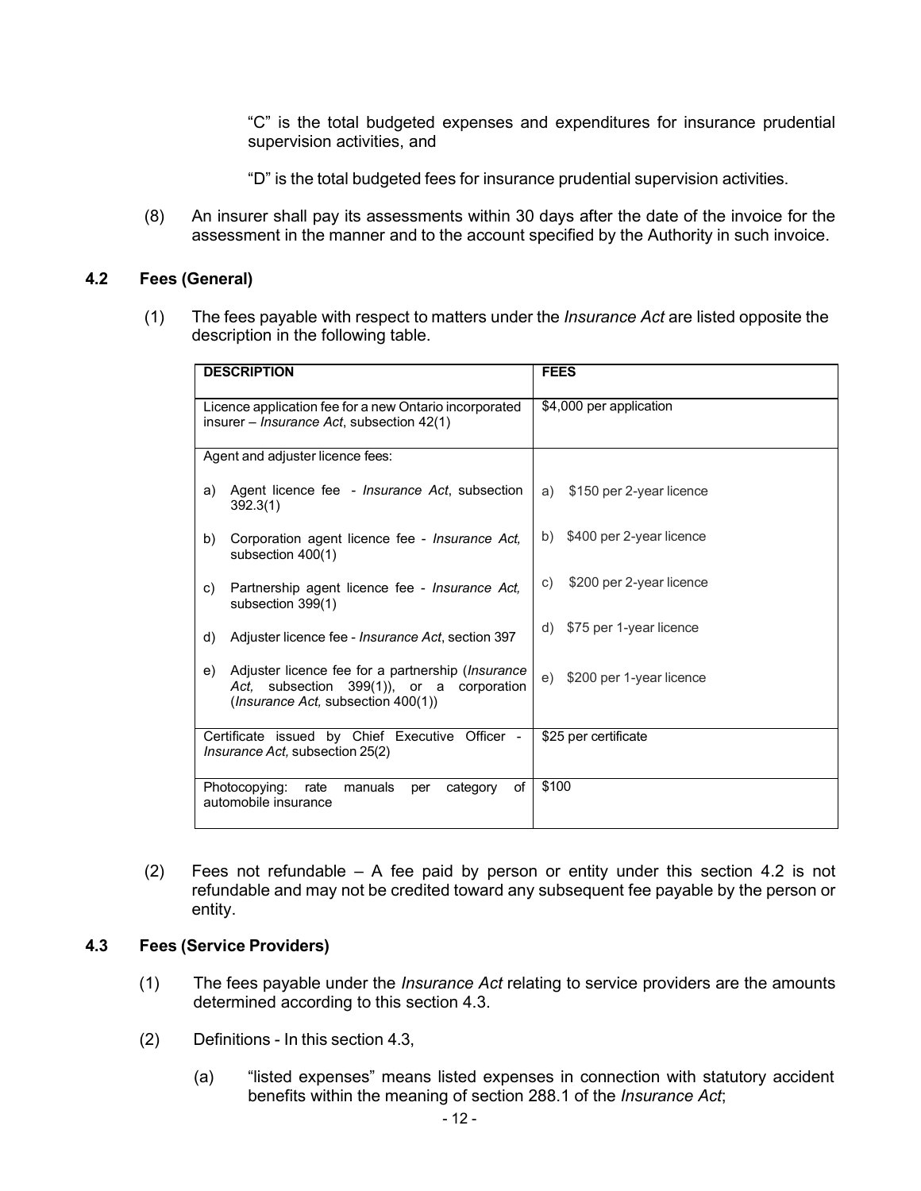"C" is the total budgeted expenses and expenditures for insurance prudential supervision activities, and

"D" is the total budgeted fees for insurance prudential supervision activities.

(8) An insurer shall pay its assessments within 30 days after the date of the invoice for the assessment in the manner and to the account specified by the Authority in such invoice.

### 4.2 Fees (General)

(1) The fees payable with respect to matters under the *Insurance Act* are listed opposite the description in the following table.

| DESCRIPTION | FEES |
|---|---|
| Licence application fee for a new Ontario incorporated insurer – *Insurance Act*, subsection 42(1) | $4,000 per application |
| Agent and adjuster licence fees:<br><br>a) Agent licence fee - *Insurance Act*, subsection 392.3(1)<br><br>b) Corporation agent licence fee - *Insurance Act,* subsection 400(1)<br><br>c) Partnership agent licence fee - *Insurance Act,* subsection 399(1)<br><br>d) Adjuster licence fee - *Insurance Act*, section 397<br><br>e) Adjuster licence fee for a partnership (*Insurance Act,* subsection 399(1)), or a corporation (*Insurance Act,* subsection 400(1)) | <br><br>a) $150 per 2-year licence<br><br>b) $400 per 2-year licence<br><br>c) $200 per 2-year licence<br><br>d) $75 per 1-year licence<br><br>e) $200 per 1-year licence |
| Certificate issued by Chief Executive Officer - *Insurance Act,* subsection 25(2) | $25 per certificate |
| Photocopying: rate manuals per category of automobile insurance | $100 |

(2) Fees not refundable – A fee paid by person or entity under this section 4.2 is not refundable and may not be credited toward any subsequent fee payable by the person or entity.

### 4.3 Fees (Service Providers)

(1) The fees payable under the *Insurance Act* relating to service providers are the amounts determined according to this section 4.3.

(2) Definitions - In this section 4.3,

(a) "listed expenses" means listed expenses in connection with statutory accident benefits within the meaning of section 288.1 of the *Insurance Act*;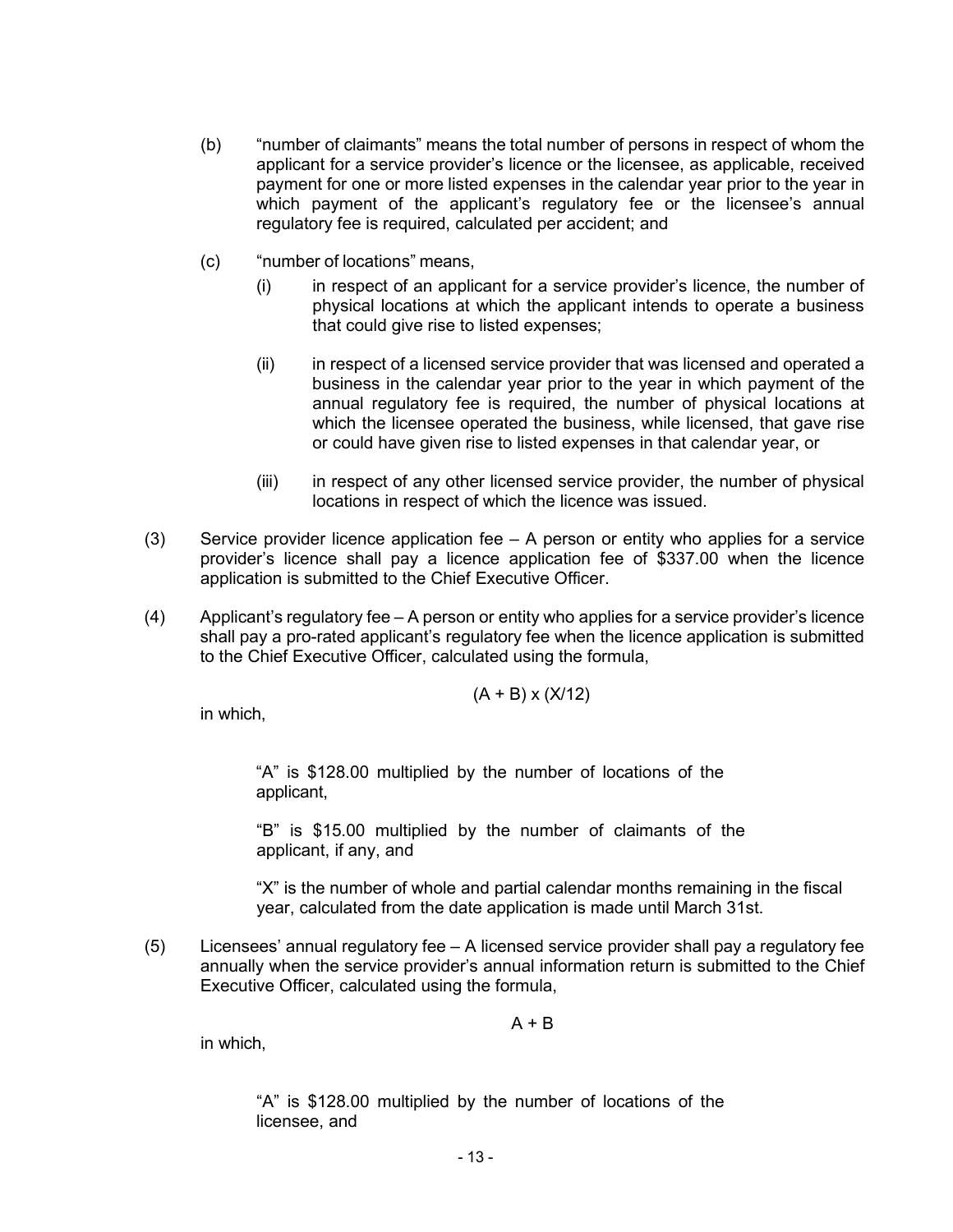(b) "number of claimants" means the total number of persons in respect of whom the applicant for a service provider's licence or the licensee, as applicable, received payment for one or more listed expenses in the calendar year prior to the year in which payment of the applicant's regulatory fee or the licensee's annual regulatory fee is required, calculated per accident; and

(c) "number of locations" means,

  (i) in respect of an applicant for a service provider's licence, the number of physical locations at which the applicant intends to operate a business that could give rise to listed expenses;

  (ii) in respect of a licensed service provider that was licensed and operated a business in the calendar year prior to the year in which payment of the annual regulatory fee is required, the number of physical locations at which the licensee operated the business, while licensed, that gave rise or could have given rise to listed expenses in that calendar year, or

  (iii) in respect of any other licensed service provider, the number of physical locations in respect of which the licence was issued.

(3) Service provider licence application fee – A person or entity who applies for a service provider's licence shall pay a licence application fee of $337.00 when the licence application is submitted to the Chief Executive Officer.

(4) Applicant's regulatory fee – A person or entity who applies for a service provider's licence shall pay a pro-rated applicant's regulatory fee when the licence application is submitted to the Chief Executive Officer, calculated using the formula,

$$(A + B) \times (X/12)$$

in which,

> "A" is $128.00 multiplied by the number of locations of the applicant,
>
> "B" is $15.00 multiplied by the number of claimants of the applicant, if any, and
>
> "X" is the number of whole and partial calendar months remaining in the fiscal year, calculated from the date application is made until March 31st.

(5) Licensees' annual regulatory fee – A licensed service provider shall pay a regulatory fee annually when the service provider's annual information return is submitted to the Chief Executive Officer, calculated using the formula,

$$A + B$$

in which,

> "A" is $128.00 multiplied by the number of locations of the licensee, and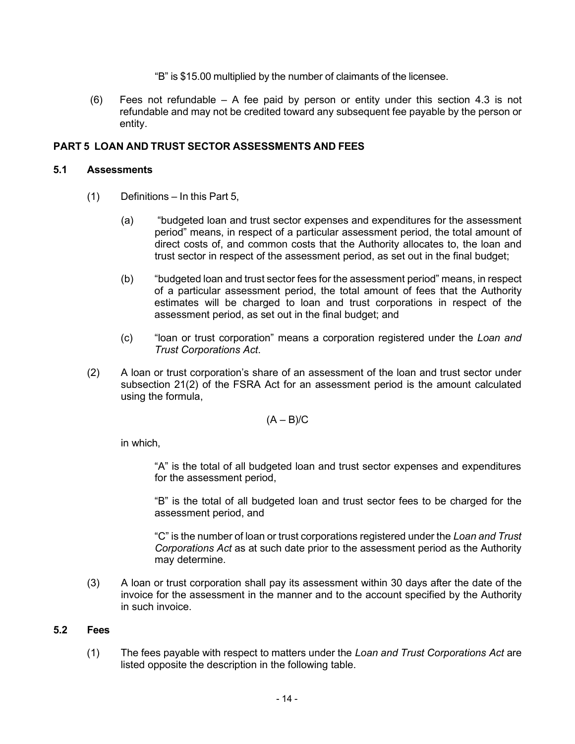"B" is \$15.00 multiplied by the number of claimants of the licensee.

(6) Fees not refundable – A fee paid by person or entity under this section 4.3 is not refundable and may not be credited toward any subsequent fee payable by the person or entity.

## PART 5 LOAN AND TRUST SECTOR ASSESSMENTS AND FEES

### 5.1 Assessments

(1) Definitions – In this Part 5,

(a) "budgeted loan and trust sector expenses and expenditures for the assessment period" means, in respect of a particular assessment period, the total amount of direct costs of, and common costs that the Authority allocates to, the loan and trust sector in respect of the assessment period, as set out in the final budget;

(b) "budgeted loan and trust sector fees for the assessment period" means, in respect of a particular assessment period, the total amount of fees that the Authority estimates will be charged to loan and trust corporations in respect of the assessment period, as set out in the final budget; and

(c) "loan or trust corporation" means a corporation registered under the *Loan and Trust Corporations Act*.

(2) A loan or trust corporation's share of an assessment of the loan and trust sector under subsection 21(2) of the FSRA Act for an assessment period is the amount calculated using the formula,

$$(A – B)/C$$

in which,

"A" is the total of all budgeted loan and trust sector expenses and expenditures for the assessment period,

"B" is the total of all budgeted loan and trust sector fees to be charged for the assessment period, and

"C" is the number of loan or trust corporations registered under the *Loan and Trust Corporations Act* as at such date prior to the assessment period as the Authority may determine.

(3) A loan or trust corporation shall pay its assessment within 30 days after the date of the invoice for the assessment in the manner and to the account specified by the Authority in such invoice.

### 5.2 Fees

(1) The fees payable with respect to matters under the *Loan and Trust Corporations Act* are listed opposite the description in the following table.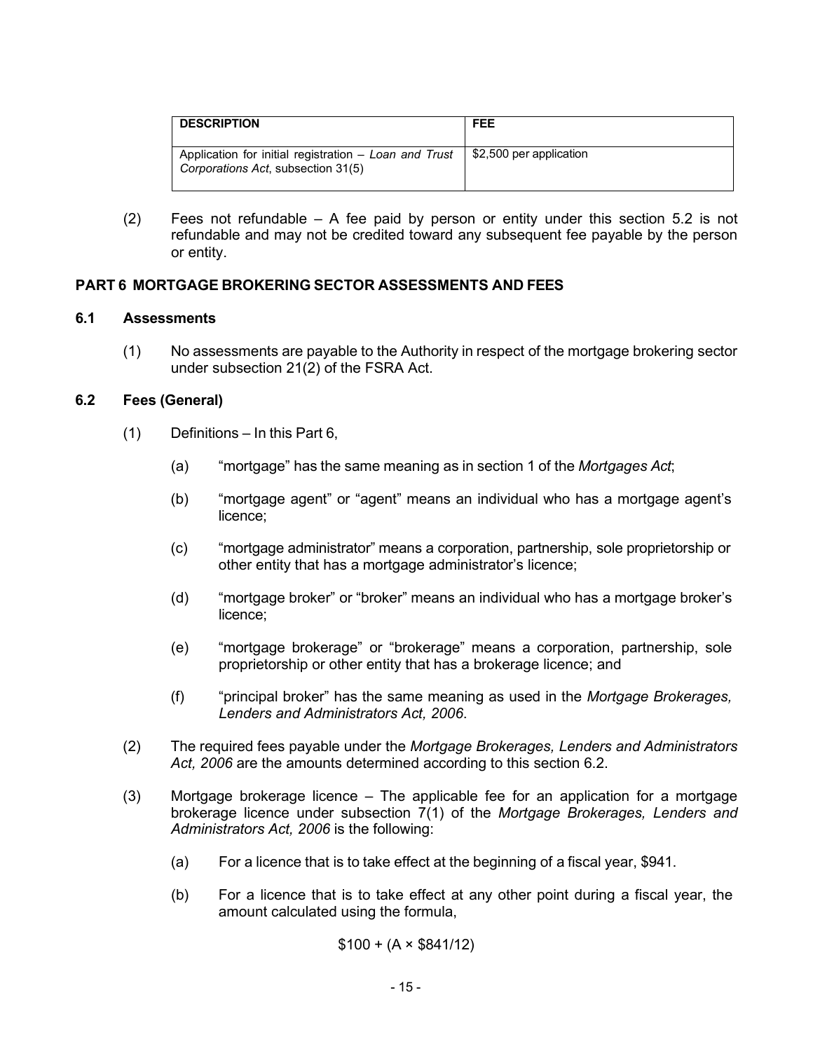| DESCRIPTION | FEE |
| --- | --- |
| Application for initial registration – *Loan and Trust Corporations Act*, subsection 31(5) | \$2,500 per application |

(2) Fees not refundable – A fee paid by person or entity under this section 5.2 is not refundable and may not be credited toward any subsequent fee payable by the person or entity.

## PART 6 MORTGAGE BROKERING SECTOR ASSESSMENTS AND FEES

### 6.1 Assessments

(1) No assessments are payable to the Authority in respect of the mortgage brokering sector under subsection 21(2) of the FSRA Act.

### 6.2 Fees (General)

(1) Definitions – In this Part 6,

(a) "mortgage" has the same meaning as in section 1 of the *Mortgages Act*;

(b) "mortgage agent" or "agent" means an individual who has a mortgage agent's licence;

(c) "mortgage administrator" means a corporation, partnership, sole proprietorship or other entity that has a mortgage administrator's licence;

(d) "mortgage broker" or "broker" means an individual who has a mortgage broker's licence;

(e) "mortgage brokerage" or "brokerage" means a corporation, partnership, sole proprietorship or other entity that has a brokerage licence; and

(f) "principal broker" has the same meaning as used in the *Mortgage Brokerages, Lenders and Administrators Act, 2006*.

(2) The required fees payable under the *Mortgage Brokerages, Lenders and Administrators Act, 2006* are the amounts determined according to this section 6.2.

(3) Mortgage brokerage licence – The applicable fee for an application for a mortgage brokerage licence under subsection 7(1) of the *Mortgage Brokerages, Lenders and Administrators Act, 2006* is the following:

(a) For a licence that is to take effect at the beginning of a fiscal year, \$941.

(b) For a licence that is to take effect at any other point during a fiscal year, the amount calculated using the formula,

$$\$100 + (A \times \$841/12)$$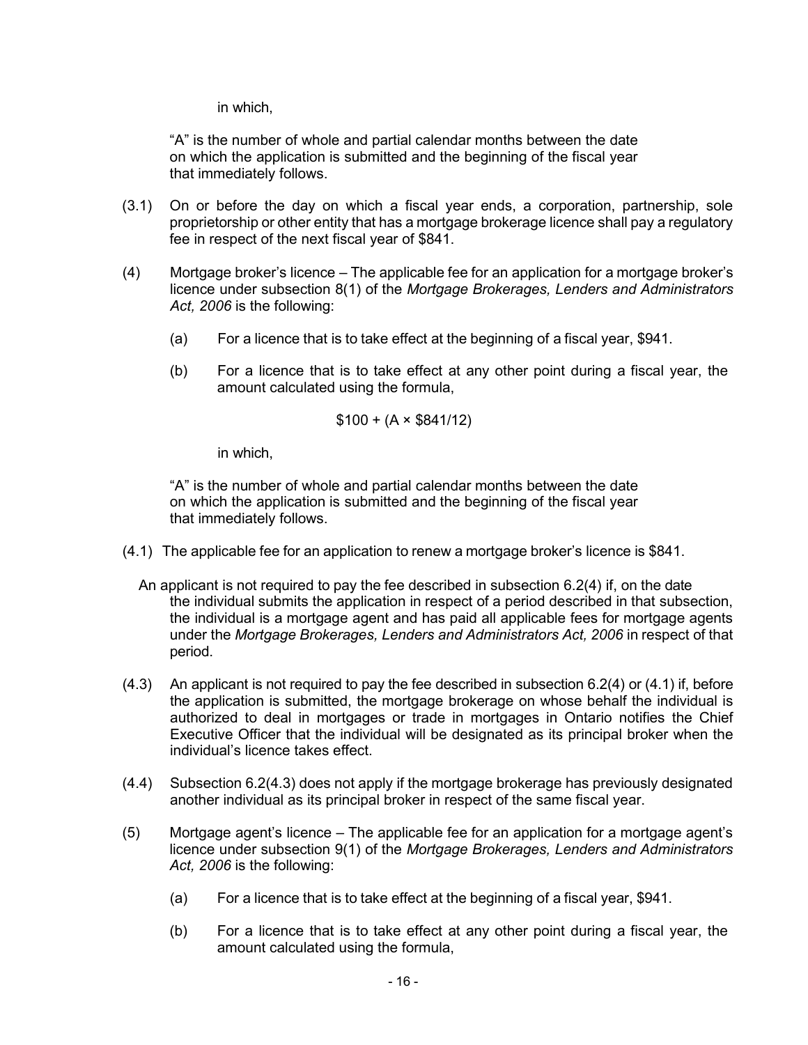in which,

"A" is the number of whole and partial calendar months between the date on which the application is submitted and the beginning of the fiscal year that immediately follows.

(3.1) On or before the day on which a fiscal year ends, a corporation, partnership, sole proprietorship or other entity that has a mortgage brokerage licence shall pay a regulatory fee in respect of the next fiscal year of $841.

(4) Mortgage broker's licence – The applicable fee for an application for a mortgage broker's licence under subsection 8(1) of the *Mortgage Brokerages, Lenders and Administrators Act, 2006* is the following:

(a) For a licence that is to take effect at the beginning of a fiscal year, $941.

(b) For a licence that is to take effect at any other point during a fiscal year, the amount calculated using the formula,

$$\$100 + (A \times \$841/12)$$

in which,

"A" is the number of whole and partial calendar months between the date on which the application is submitted and the beginning of the fiscal year that immediately follows.

(4.1) The applicable fee for an application to renew a mortgage broker's licence is $841.

An applicant is not required to pay the fee described in subsection 6.2(4) if, on the date the individual submits the application in respect of a period described in that subsection, the individual is a mortgage agent and has paid all applicable fees for mortgage agents under the *Mortgage Brokerages, Lenders and Administrators Act, 2006* in respect of that period.

(4.3) An applicant is not required to pay the fee described in subsection 6.2(4) or (4.1) if, before the application is submitted, the mortgage brokerage on whose behalf the individual is authorized to deal in mortgages or trade in mortgages in Ontario notifies the Chief Executive Officer that the individual will be designated as its principal broker when the individual's licence takes effect.

(4.4) Subsection 6.2(4.3) does not apply if the mortgage brokerage has previously designated another individual as its principal broker in respect of the same fiscal year.

(5) Mortgage agent's licence – The applicable fee for an application for a mortgage agent's licence under subsection 9(1) of the *Mortgage Brokerages, Lenders and Administrators Act, 2006* is the following:

(a) For a licence that is to take effect at the beginning of a fiscal year, $941.

(b) For a licence that is to take effect at any other point during a fiscal year, the amount calculated using the formula,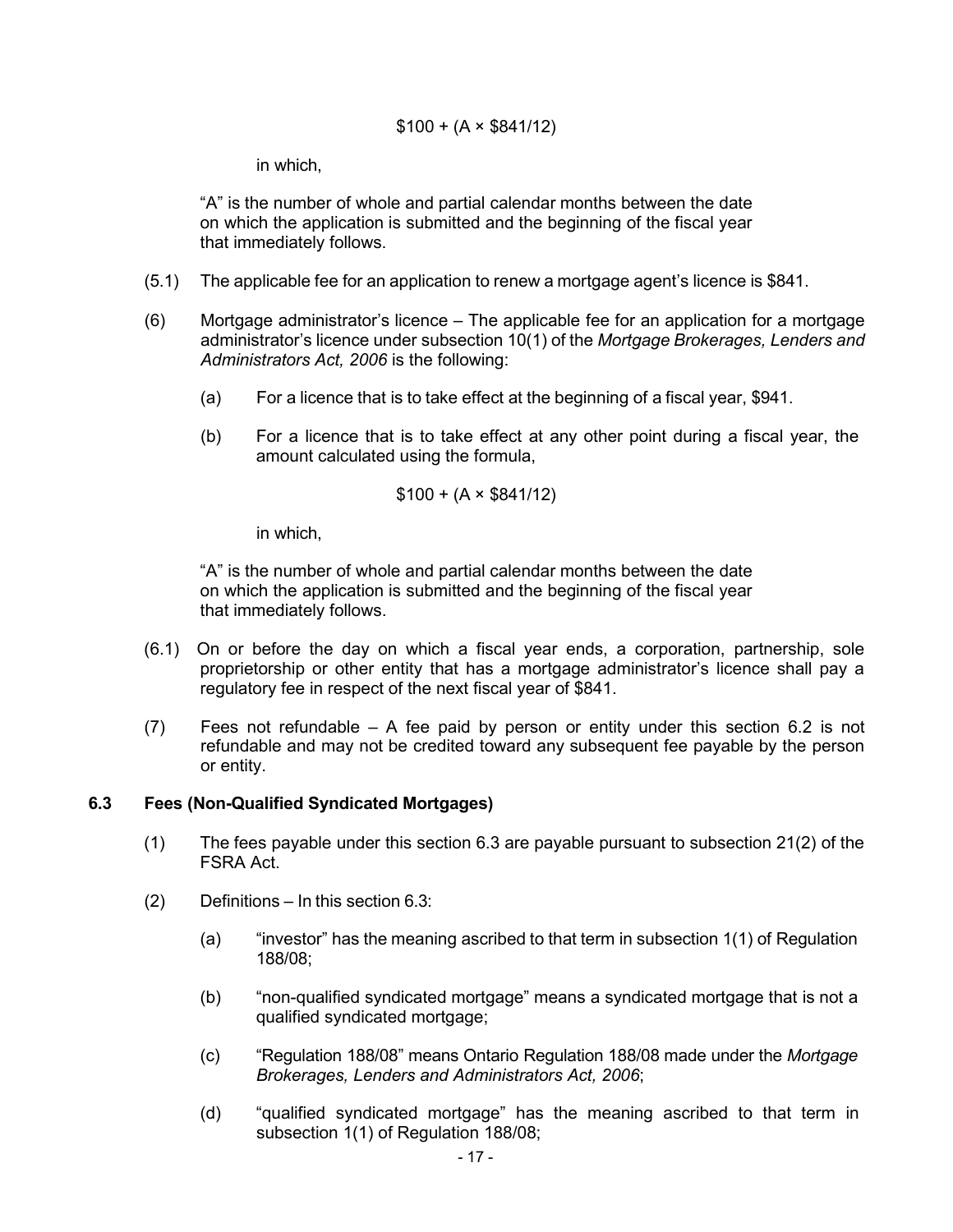$$\$100 + (A \times \$841/12)$$

in which,

"A" is the number of whole and partial calendar months between the date on which the application is submitted and the beginning of the fiscal year that immediately follows.

(5.1) The applicable fee for an application to renew a mortgage agent's licence is $841.

(6) Mortgage administrator's licence – The applicable fee for an application for a mortgage administrator's licence under subsection 10(1) of the *Mortgage Brokerages, Lenders and Administrators Act, 2006* is the following:

(a) For a licence that is to take effect at the beginning of a fiscal year, $941.

(b) For a licence that is to take effect at any other point during a fiscal year, the amount calculated using the formula,

$$\$100 + (A \times \$841/12)$$

in which,

"A" is the number of whole and partial calendar months between the date on which the application is submitted and the beginning of the fiscal year that immediately follows.

(6.1) On or before the day on which a fiscal year ends, a corporation, partnership, sole proprietorship or other entity that has a mortgage administrator's licence shall pay a regulatory fee in respect of the next fiscal year of $841.

(7) Fees not refundable – A fee paid by person or entity under this section 6.2 is not refundable and may not be credited toward any subsequent fee payable by the person or entity.

### 6.3 Fees (Non-Qualified Syndicated Mortgages)

(1) The fees payable under this section 6.3 are payable pursuant to subsection 21(2) of the FSRA Act.

(2) Definitions – In this section 6.3:

(a) "investor" has the meaning ascribed to that term in subsection 1(1) of Regulation 188/08;

(b) "non-qualified syndicated mortgage" means a syndicated mortgage that is not a qualified syndicated mortgage;

(c) "Regulation 188/08" means Ontario Regulation 188/08 made under the *Mortgage Brokerages, Lenders and Administrators Act, 2006*;

(d) "qualified syndicated mortgage" has the meaning ascribed to that term in subsection 1(1) of Regulation 188/08;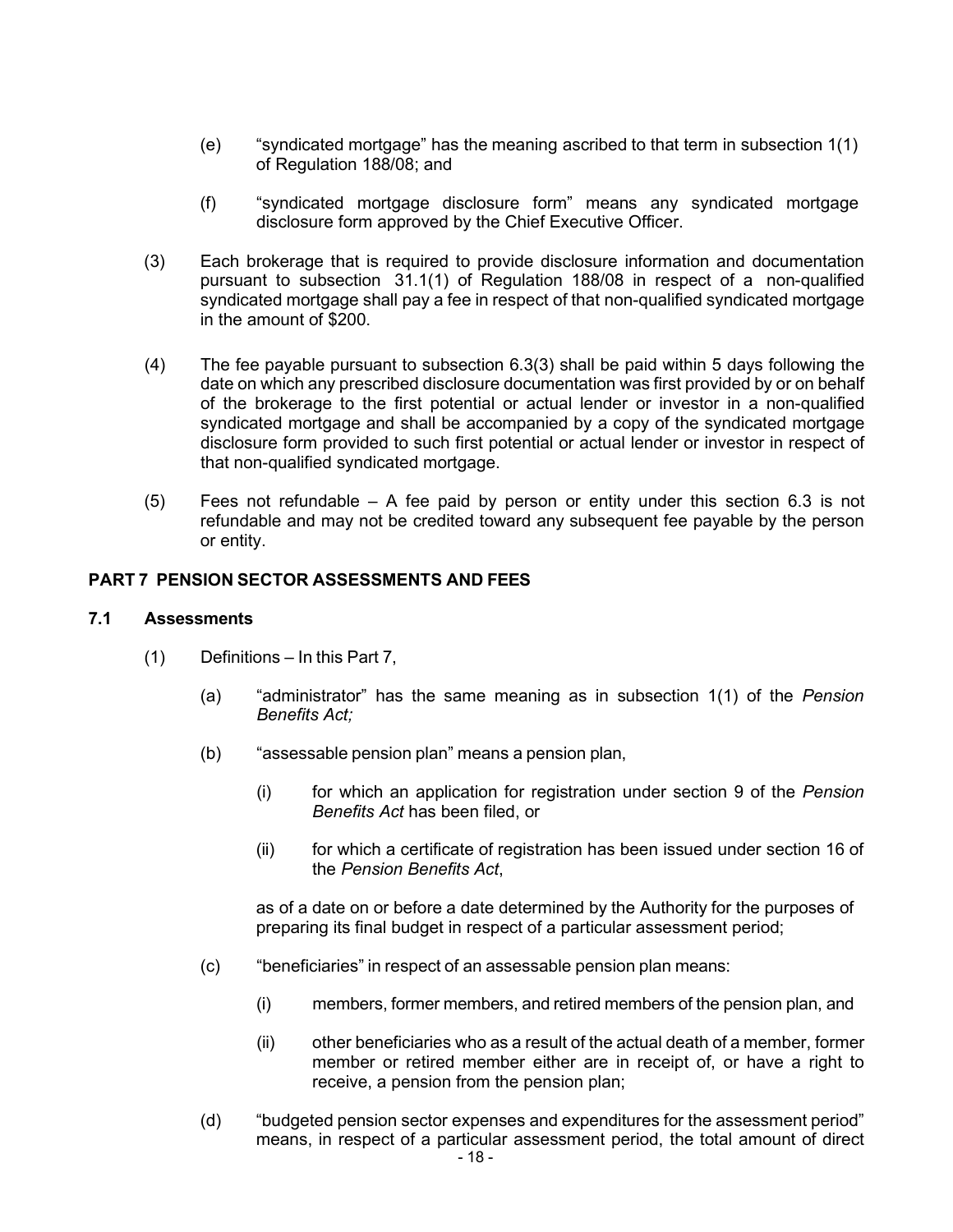(e) "syndicated mortgage" has the meaning ascribed to that term in subsection 1(1) of Regulation 188/08; and

(f) "syndicated mortgage disclosure form" means any syndicated mortgage disclosure form approved by the Chief Executive Officer.

(3) Each brokerage that is required to provide disclosure information and documentation pursuant to subsection 31.1(1) of Regulation 188/08 in respect of a non-qualified syndicated mortgage shall pay a fee in respect of that non-qualified syndicated mortgage in the amount of $200.

(4) The fee payable pursuant to subsection 6.3(3) shall be paid within 5 days following the date on which any prescribed disclosure documentation was first provided by or on behalf of the brokerage to the first potential or actual lender or investor in a non-qualified syndicated mortgage and shall be accompanied by a copy of the syndicated mortgage disclosure form provided to such first potential or actual lender or investor in respect of that non-qualified syndicated mortgage.

(5) Fees not refundable – A fee paid by person or entity under this section 6.3 is not refundable and may not be credited toward any subsequent fee payable by the person or entity.

## PART 7 PENSION SECTOR ASSESSMENTS AND FEES

### 7.1 Assessments

(1) Definitions – In this Part 7,

(a) "administrator" has the same meaning as in subsection 1(1) of the *Pension Benefits Act;*

(b) "assessable pension plan" means a pension plan,

(i) for which an application for registration under section 9 of the *Pension Benefits Act* has been filed, or

(ii) for which a certificate of registration has been issued under section 16 of the *Pension Benefits Act*,

as of a date on or before a date determined by the Authority for the purposes of preparing its final budget in respect of a particular assessment period;

(c) "beneficiaries" in respect of an assessable pension plan means:

(i) members, former members, and retired members of the pension plan, and

(ii) other beneficiaries who as a result of the actual death of a member, former member or retired member either are in receipt of, or have a right to receive, a pension from the pension plan;

(d) "budgeted pension sector expenses and expenditures for the assessment period" means, in respect of a particular assessment period, the total amount of direct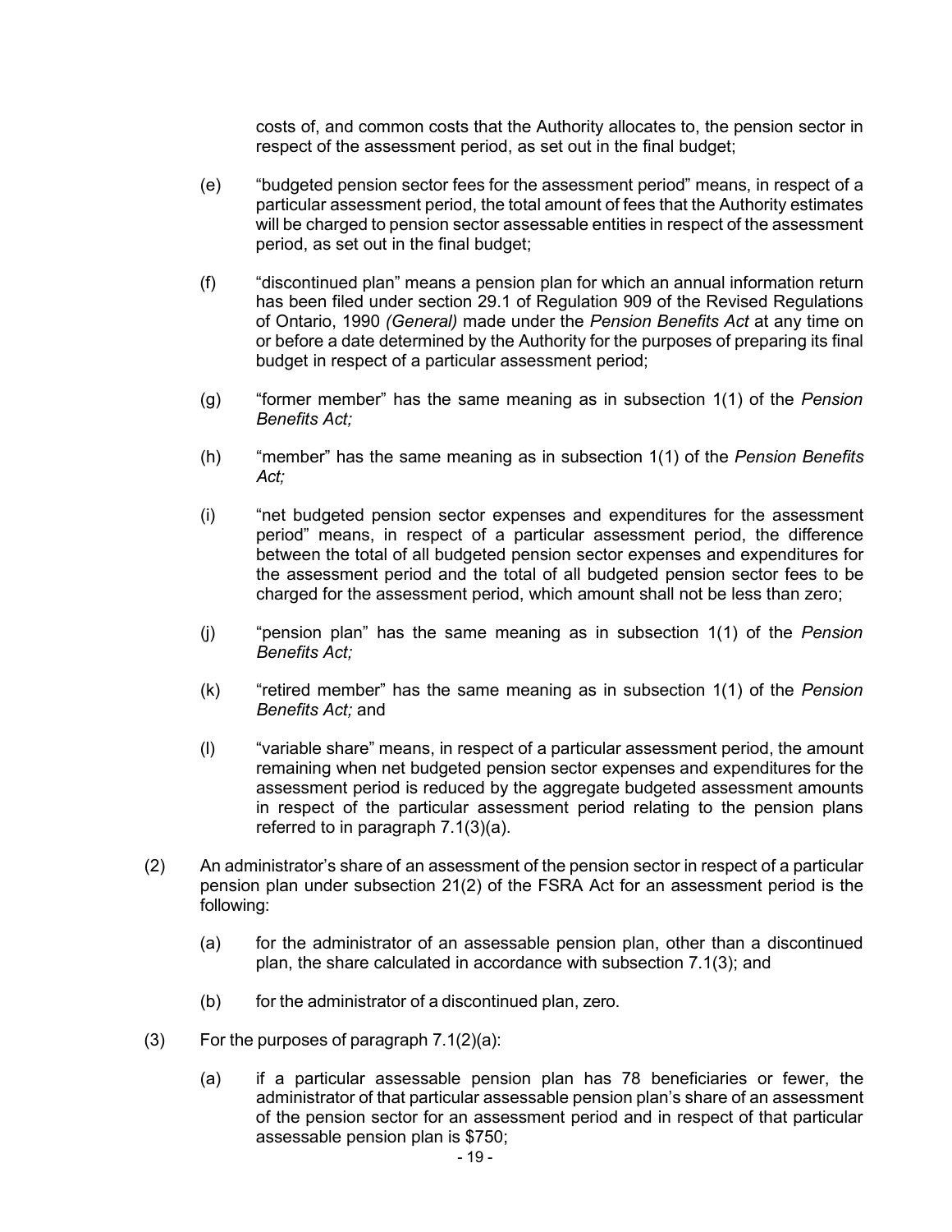costs of, and common costs that the Authority allocates to, the pension sector in respect of the assessment period, as set out in the final budget;

(e) "budgeted pension sector fees for the assessment period" means, in respect of a particular assessment period, the total amount of fees that the Authority estimates will be charged to pension sector assessable entities in respect of the assessment period, as set out in the final budget;

(f) "discontinued plan" means a pension plan for which an annual information return has been filed under section 29.1 of Regulation 909 of the Revised Regulations of Ontario, 1990 *(General)* made under the *Pension Benefits Act* at any time on or before a date determined by the Authority for the purposes of preparing its final budget in respect of a particular assessment period;

(g) "former member" has the same meaning as in subsection 1(1) of the *Pension Benefits Act;*

(h) "member" has the same meaning as in subsection 1(1) of the *Pension Benefits Act;*

(i) "net budgeted pension sector expenses and expenditures for the assessment period" means, in respect of a particular assessment period, the difference between the total of all budgeted pension sector expenses and expenditures for the assessment period and the total of all budgeted pension sector fees to be charged for the assessment period, which amount shall not be less than zero;

(j) "pension plan" has the same meaning as in subsection 1(1) of the *Pension Benefits Act;*

(k) "retired member" has the same meaning as in subsection 1(1) of the *Pension Benefits Act;* and

(l) "variable share" means, in respect of a particular assessment period, the amount remaining when net budgeted pension sector expenses and expenditures for the assessment period is reduced by the aggregate budgeted assessment amounts in respect of the particular assessment period relating to the pension plans referred to in paragraph 7.1(3)(a).

(2) An administrator's share of an assessment of the pension sector in respect of a particular pension plan under subsection 21(2) of the FSRA Act for an assessment period is the following:

(a) for the administrator of an assessable pension plan, other than a discontinued plan, the share calculated in accordance with subsection 7.1(3); and

(b) for the administrator of a discontinued plan, zero.

(3) For the purposes of paragraph 7.1(2)(a):

(a) if a particular assessable pension plan has 78 beneficiaries or fewer, the administrator of that particular assessable pension plan's share of an assessment of the pension sector for an assessment period and in respect of that particular assessable pension plan is $750;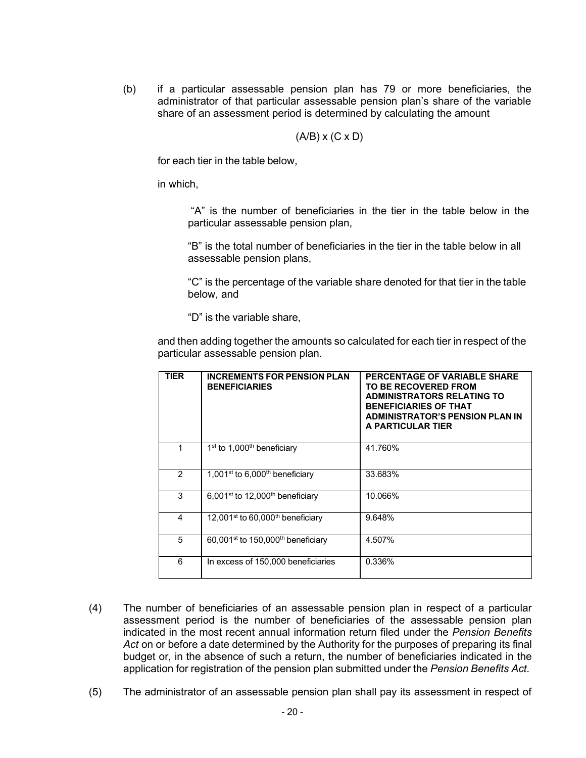(b) if a particular assessable pension plan has 79 or more beneficiaries, the administrator of that particular assessable pension plan's share of the variable share of an assessment period is determined by calculating the amount

$$(A/B) \times (C \times D)$$

for each tier in the table below,

in which,

"A" is the number of beneficiaries in the tier in the table below in the particular assessable pension plan,

"B" is the total number of beneficiaries in the tier in the table below in all assessable pension plans,

"C" is the percentage of the variable share denoted for that tier in the table below, and

"D" is the variable share,

and then adding together the amounts so calculated for each tier in respect of the particular assessable pension plan.

| TIER | INCREMENTS FOR PENSION PLAN BENEFICIARIES | PERCENTAGE OF VARIABLE SHARE TO BE RECOVERED FROM ADMINISTRATORS RELATING TO BENEFICIARIES OF THAT ADMINISTRATOR'S PENSION PLAN IN A PARTICULAR TIER |
|---|---|---|
| 1 | 1st to 1,000th beneficiary | 41.760% |
| 2 | 1,001st to 6,000th beneficiary | 33.683% |
| 3 | 6,001st to 12,000th beneficiary | 10.066% |
| 4 | 12,001st to 60,000th beneficiary | 9.648% |
| 5 | 60,001st to 150,000th beneficiary | 4.507% |
| 6 | In excess of 150,000 beneficiaries | 0.336% |

(4) The number of beneficiaries of an assessable pension plan in respect of a particular assessment period is the number of beneficiaries of the assessable pension plan indicated in the most recent annual information return filed under the *Pension Benefits Act* on or before a date determined by the Authority for the purposes of preparing its final budget or, in the absence of such a return, the number of beneficiaries indicated in the application for registration of the pension plan submitted under the *Pension Benefits Act*.

(5) The administrator of an assessable pension plan shall pay its assessment in respect of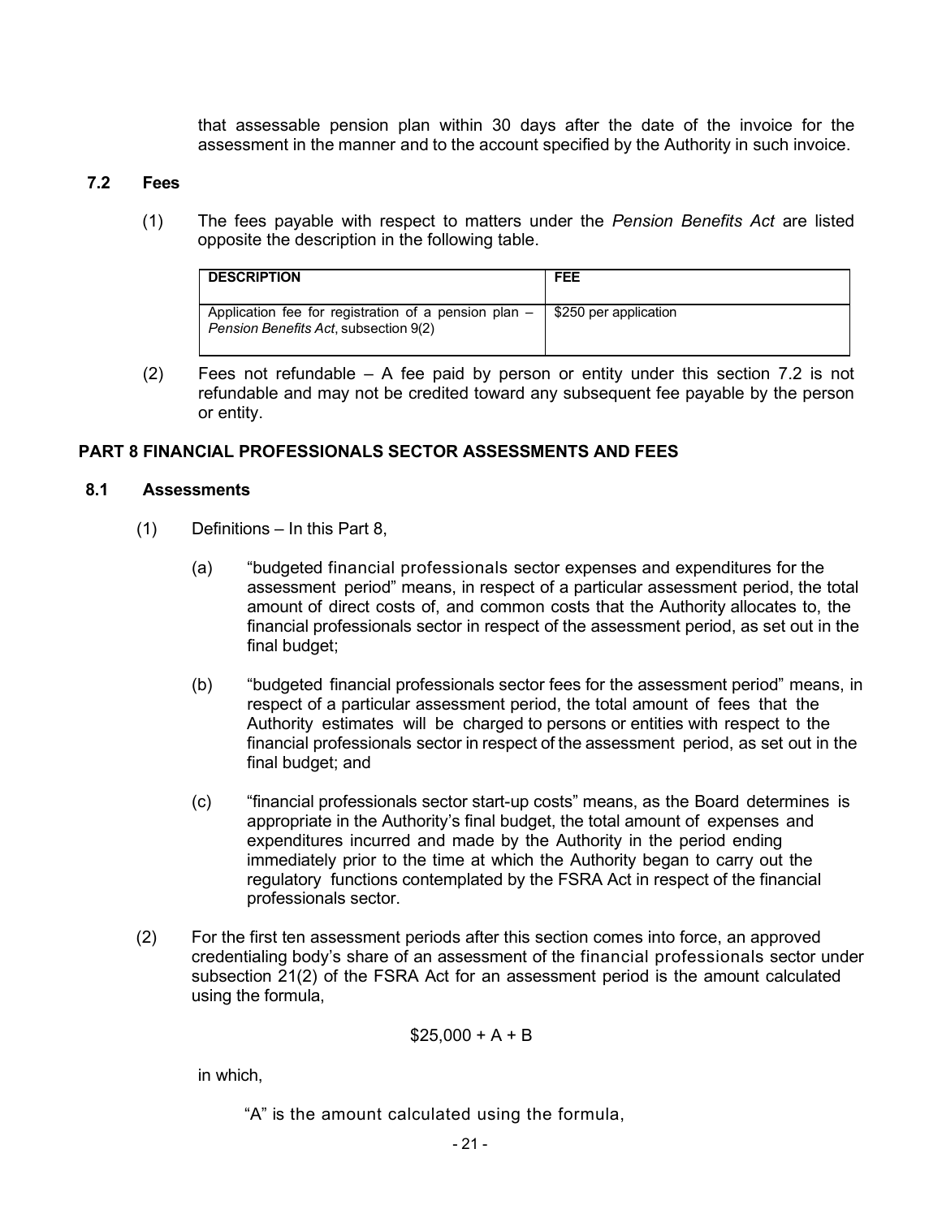that assessable pension plan within 30 days after the date of the invoice for the assessment in the manner and to the account specified by the Authority in such invoice.

### 7.2 Fees

(1) The fees payable with respect to matters under the *Pension Benefits Act* are listed opposite the description in the following table.

| DESCRIPTION | FEE |
|---|---|
| Application fee for registration of a pension plan – *Pension Benefits Act*, subsection 9(2) | $250 per application |

(2) Fees not refundable – A fee paid by person or entity under this section 7.2 is not refundable and may not be credited toward any subsequent fee payable by the person or entity.

## PART 8 FINANCIAL PROFESSIONALS SECTOR ASSESSMENTS AND FEES

### 8.1 Assessments

(1) Definitions – In this Part 8,

(a) "budgeted financial professionals sector expenses and expenditures for the assessment period" means, in respect of a particular assessment period, the total amount of direct costs of, and common costs that the Authority allocates to, the financial professionals sector in respect of the assessment period, as set out in the final budget;

(b) "budgeted financial professionals sector fees for the assessment period" means, in respect of a particular assessment period, the total amount of fees that the Authority estimates will be charged to persons or entities with respect to the financial professionals sector in respect of the assessment period, as set out in the final budget; and

(c) "financial professionals sector start-up costs" means, as the Board determines is appropriate in the Authority's final budget, the total amount of expenses and expenditures incurred and made by the Authority in the period ending immediately prior to the time at which the Authority began to carry out the regulatory functions contemplated by the FSRA Act in respect of the financial professionals sector.

(2) For the first ten assessment periods after this section comes into force, an approved credentialing body's share of an assessment of the financial professionals sector under subsection 21(2) of the FSRA Act for an assessment period is the amount calculated using the formula,

$$\$25,000 + A + B$$

in which,

"A" is the amount calculated using the formula,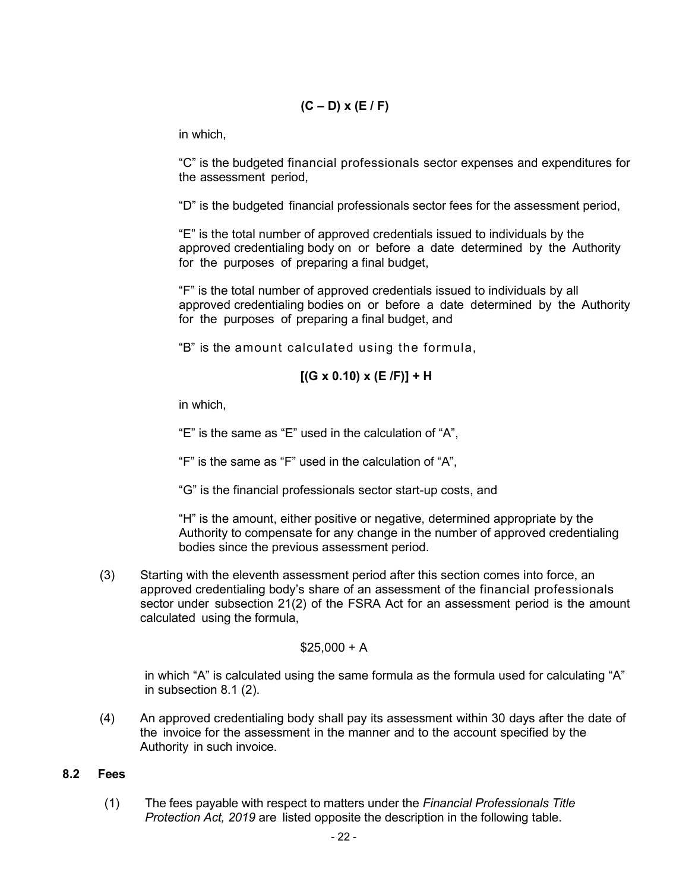$$(C - D) \times (E / F)$$

in which,

"C" is the budgeted financial professionals sector expenses and expenditures for the assessment period,

"D" is the budgeted financial professionals sector fees for the assessment period,

"E" is the total number of approved credentials issued to individuals by the approved credentialing body on or before a date determined by the Authority for the purposes of preparing a final budget,

"F" is the total number of approved credentials issued to individuals by all approved credentialing bodies on or before a date determined by the Authority for the purposes of preparing a final budget, and

"B" is the amount calculated using the formula,

$$[(G \times 0.10) \times (E / F)] + H$$

in which,

"E" is the same as "E" used in the calculation of "A",

"F" is the same as "F" used in the calculation of "A",

"G" is the financial professionals sector start-up costs, and

"H" is the amount, either positive or negative, determined appropriate by the Authority to compensate for any change in the number of approved credentialing bodies since the previous assessment period.

(3) Starting with the eleventh assessment period after this section comes into force, an approved credentialing body's share of an assessment of the financial professionals sector under subsection 21(2) of the FSRA Act for an assessment period is the amount calculated using the formula,

$$\$25,000 + A$$

in which "A" is calculated using the same formula as the formula used for calculating "A" in subsection 8.1 (2).

(4) An approved credentialing body shall pay its assessment within 30 days after the date of the invoice for the assessment in the manner and to the account specified by the Authority in such invoice.

### 8.2 Fees

(1) The fees payable with respect to matters under the *Financial Professionals Title Protection Act, 2019* are listed opposite the description in the following table.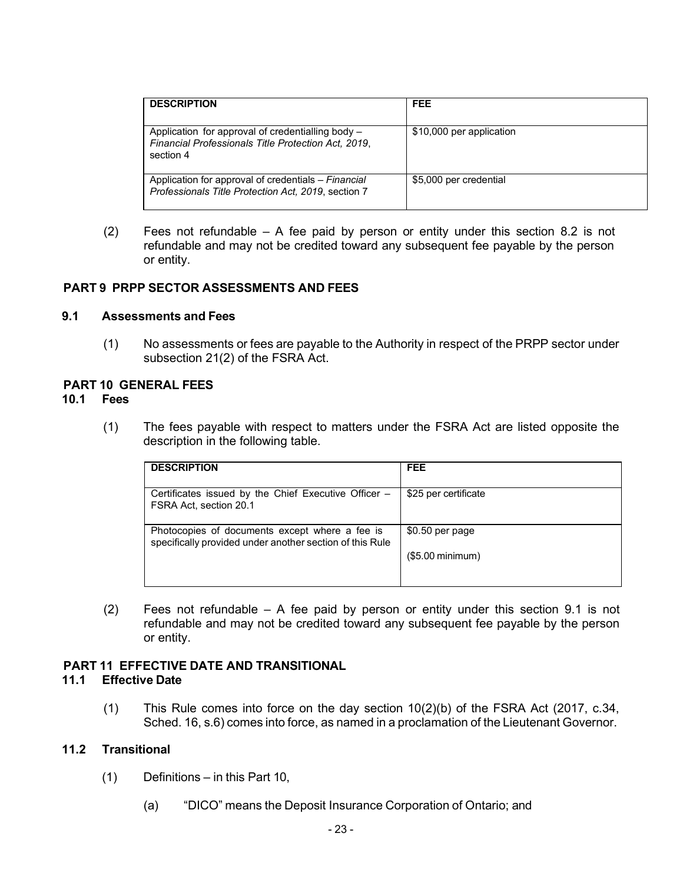| DESCRIPTION | FEE |
|---|---|
| Application for approval of credentialling body – *Financial Professionals Title Protection Act, 2019*, section 4 | $10,000 per application |
| Application for approval of credentials – *Financial Professionals Title Protection Act, 2019*, section 7 | $5,000 per credential |

(2) Fees not refundable – A fee paid by person or entity under this section 8.2 is not refundable and may not be credited toward any subsequent fee payable by the person or entity.

## PART 9 PRPP SECTOR ASSESSMENTS AND FEES

### 9.1 Assessments and Fees

(1) No assessments or fees are payable to the Authority in respect of the PRPP sector under subsection 21(2) of the FSRA Act.

## PART 10 GENERAL FEES

### 10.1 Fees

(1) The fees payable with respect to matters under the FSRA Act are listed opposite the description in the following table.

| DESCRIPTION | FEE |
|---|---|
| Certificates issued by the Chief Executive Officer – FSRA Act, section 20.1 | $25 per certificate |
| Photocopies of documents except where a fee is specifically provided under another section of this Rule | $0.50 per page<br><br>($5.00 minimum) |

(2) Fees not refundable – A fee paid by person or entity under this section 9.1 is not refundable and may not be credited toward any subsequent fee payable by the person or entity.

## PART 11 EFFECTIVE DATE AND TRANSITIONAL

### 11.1 Effective Date

(1) This Rule comes into force on the day section 10(2)(b) of the FSRA Act (2017, c.34, Sched. 16, s.6) comes into force, as named in a proclamation of the Lieutenant Governor.

### 11.2 Transitional

(1) Definitions – in this Part 10,

(a) "DICO" means the Deposit Insurance Corporation of Ontario; and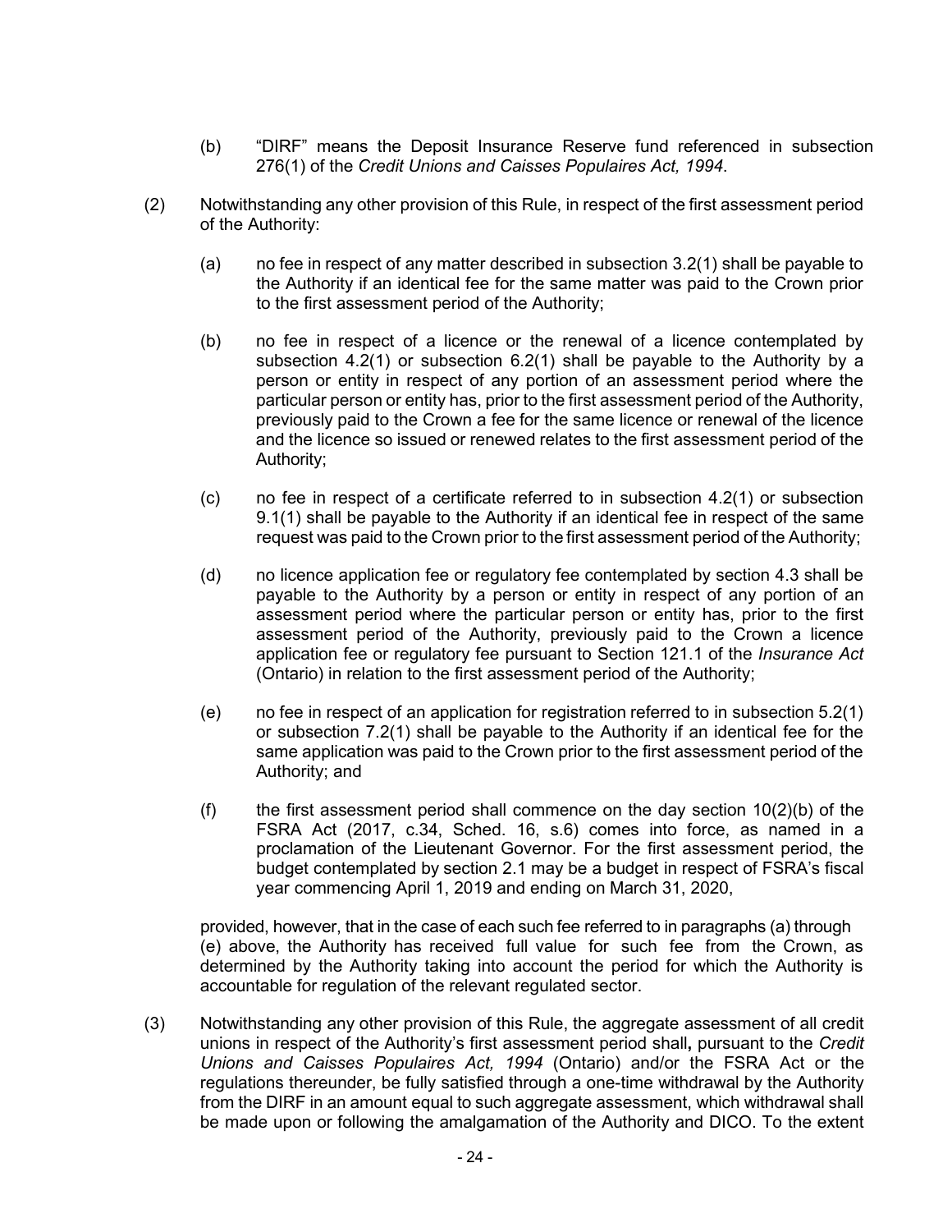(b) "DIRF" means the Deposit Insurance Reserve fund referenced in subsection 276(1) of the *Credit Unions and Caisses Populaires Act, 1994*.

(2) Notwithstanding any other provision of this Rule, in respect of the first assessment period of the Authority:

(a) no fee in respect of any matter described in subsection 3.2(1) shall be payable to the Authority if an identical fee for the same matter was paid to the Crown prior to the first assessment period of the Authority;

(b) no fee in respect of a licence or the renewal of a licence contemplated by subsection 4.2(1) or subsection 6.2(1) shall be payable to the Authority by a person or entity in respect of any portion of an assessment period where the particular person or entity has, prior to the first assessment period of the Authority, previously paid to the Crown a fee for the same licence or renewal of the licence and the licence so issued or renewed relates to the first assessment period of the Authority;

(c) no fee in respect of a certificate referred to in subsection 4.2(1) or subsection 9.1(1) shall be payable to the Authority if an identical fee in respect of the same request was paid to the Crown prior to the first assessment period of the Authority;

(d) no licence application fee or regulatory fee contemplated by section 4.3 shall be payable to the Authority by a person or entity in respect of any portion of an assessment period where the particular person or entity has, prior to the first assessment period of the Authority, previously paid to the Crown a licence application fee or regulatory fee pursuant to Section 121.1 of the *Insurance Act* (Ontario) in relation to the first assessment period of the Authority;

(e) no fee in respect of an application for registration referred to in subsection 5.2(1) or subsection 7.2(1) shall be payable to the Authority if an identical fee for the same application was paid to the Crown prior to the first assessment period of the Authority; and

(f) the first assessment period shall commence on the day section 10(2)(b) of the FSRA Act (2017, c.34, Sched. 16, s.6) comes into force, as named in a proclamation of the Lieutenant Governor. For the first assessment period, the budget contemplated by section 2.1 may be a budget in respect of FSRA's fiscal year commencing April 1, 2019 and ending on March 31, 2020,

provided, however, that in the case of each such fee referred to in paragraphs (a) through (e) above, the Authority has received full value for such fee from the Crown, as determined by the Authority taking into account the period for which the Authority is accountable for regulation of the relevant regulated sector.

(3) Notwithstanding any other provision of this Rule, the aggregate assessment of all credit unions in respect of the Authority's first assessment period shall**,** pursuant to the *Credit Unions and Caisses Populaires Act, 1994* (Ontario) and/or the FSRA Act or the regulations thereunder, be fully satisfied through a one-time withdrawal by the Authority from the DIRF in an amount equal to such aggregate assessment, which withdrawal shall be made upon or following the amalgamation of the Authority and DICO. To the extent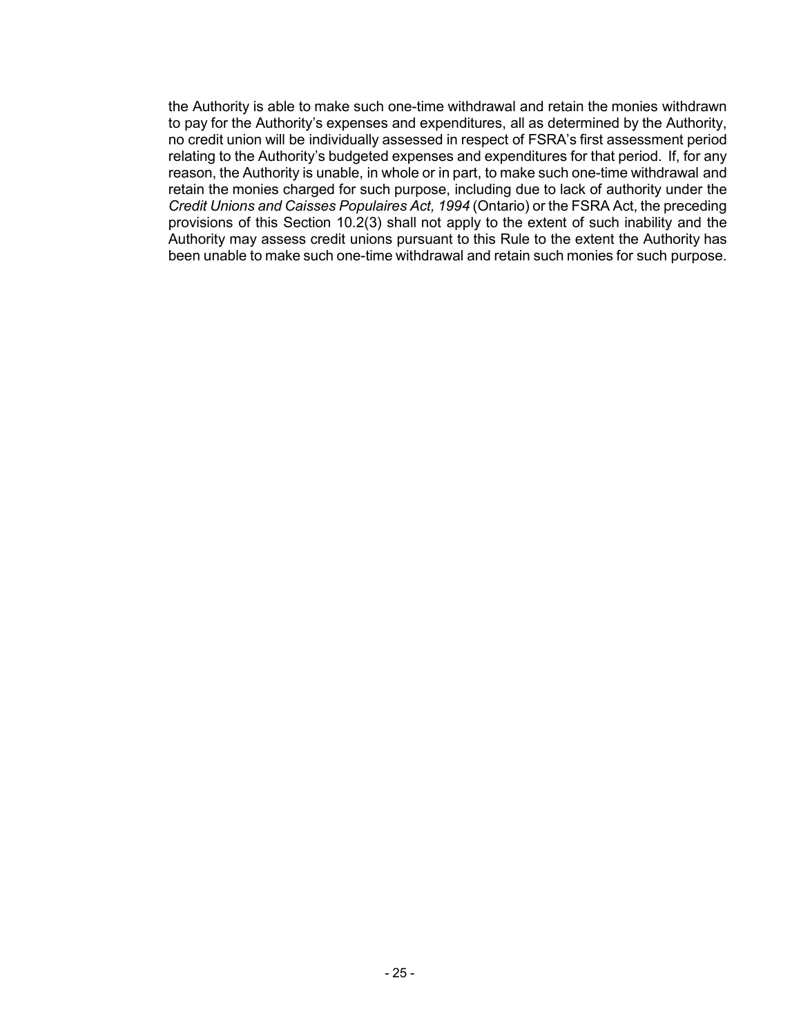the Authority is able to make such one-time withdrawal and retain the monies withdrawn to pay for the Authority's expenses and expenditures, all as determined by the Authority, no credit union will be individually assessed in respect of FSRA's first assessment period relating to the Authority's budgeted expenses and expenditures for that period. If, for any reason, the Authority is unable, in whole or in part, to make such one-time withdrawal and retain the monies charged for such purpose, including due to lack of authority under the *Credit Unions and Caisses Populaires Act, 1994* (Ontario) or the FSRA Act, the preceding provisions of this Section 10.2(3) shall not apply to the extent of such inability and the Authority may assess credit unions pursuant to this Rule to the extent the Authority has been unable to make such one-time withdrawal and retain such monies for such purpose.